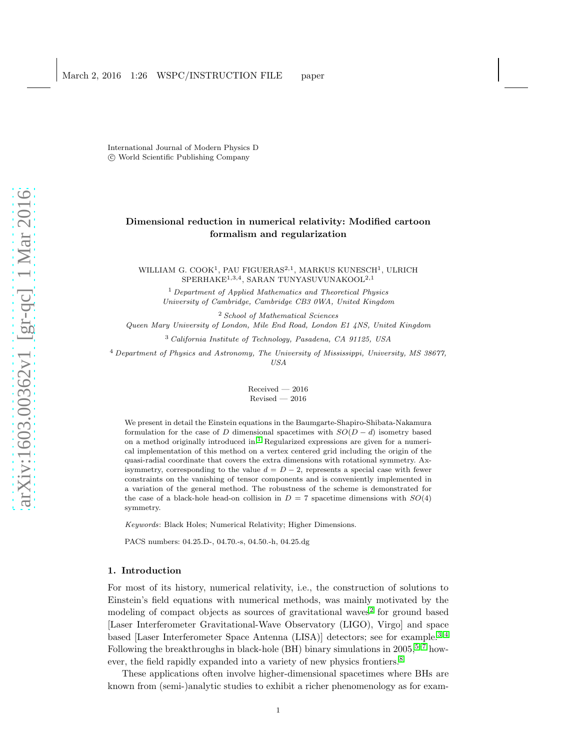International Journal of Modern Physics D
© World Scientific Publishing Company

# Dimensional reduction in numerical relativity: Modified cartoon formalism and regularization

WILLIAM G. COOK[1], PAU FIGUERAS[2,1], MARKUS KUNESCH[1], ULRICH SPERHAKE[1,3,4], SARAN TUNYASUVUNAKOOL[2,1]

[1] *Department of Applied Mathematics and Theoretical Physics University of Cambridge, Cambridge CB3 0WA, United Kingdom*

[2] *School of Mathematical Sciences Queen Mary University of London, Mile End Road, London E1 4NS, United Kingdom*

[3] *California Institute of Technology, Pasadena, CA 91125, USA*

[4] *Department of Physics and Astronomy, The University of Mississippi, University, MS 38677, USA*

Received — 2016
Revised — 2016

We present in detail the Einstein equations in the Baumgarte-Shapiro-Shibata-Nakamura formulation for the case of $D$ dimensional spacetimes with $SO(D-d)$ isometry based on a method originally introduced in.[1] Regularized expressions are given for a numerical implementation of this method on a vertex centered grid including the origin of the quasi-radial coordinate that covers the extra dimensions with rotational symmetry. Axisymmetry, corresponding to the value $d = D-2$, represents a special case with fewer constraints on the vanishing of tensor components and is conveniently implemented in a variation of the general method. The robustness of the scheme is demonstrated for the case of a black-hole head-on collision in $D = 7$ spacetime dimensions with $SO(4)$ symmetry.

*Keywords*: Black Holes; Numerical Relativity; Higher Dimensions.

PACS numbers: 04.25.D-, 04.70.-s, 04.50.-h, 04.25.dg

## 1. Introduction

For most of its history, numerical relativity, i.e., the construction of solutions to Einstein's field equations with numerical methods, was mainly motivated by the modeling of compact objects as sources of gravitational waves[2] for ground based [Laser Interferometer Gravitational-Wave Observatory (LIGO), Virgo] and space based [Laser Interferometer Space Antenna (LISA)] detectors; see for example.[3,4] Following the breakthroughs in black-hole (BH) binary simulations in 2005,[5–7] however, the field rapidly expanded into a variety of new physics frontiers.[8]

These applications often involve higher-dimensional spacetimes where BHs are known from (semi-)analytic studies to exhibit a richer phenomenology as for exam-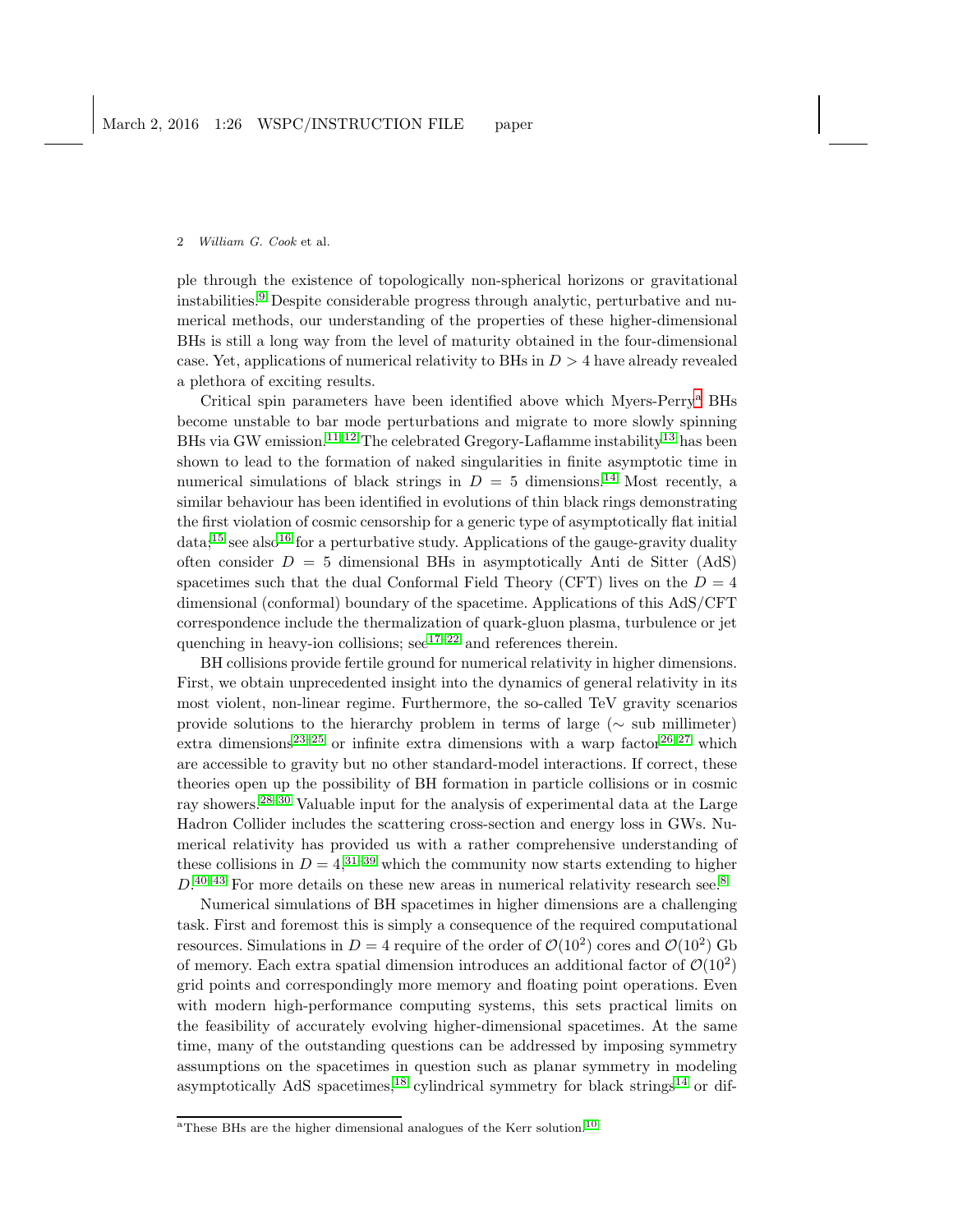ple through the existence of topologically non-spherical horizons or gravitational instabilities.[9] Despite considerable progress through analytic, perturbative and numerical methods, our understanding of the properties of these higher-dimensional BHs is still a long way from the level of maturity obtained in the four-dimensional case. Yet, applications of numerical relativity to BHs in $D > 4$ have already revealed a plethora of exciting results.

Critical spin parameters have been identified above which Myers-Perry[a] BHs become unstable to bar mode perturbations and migrate to more slowly spinning BHs via GW emission.[11,12] The celebrated Gregory-Laflamme instability[13] has been shown to lead to the formation of naked singularities in finite asymptotic time in numerical simulations of black strings in $D = 5$ dimensions.[14] Most recently, a similar behaviour has been identified in evolutions of thin black rings demonstrating the first violation of cosmic censorship for a generic type of asymptotically flat initial data;[15] see also[16] for a perturbative study. Applications of the gauge-gravity duality often consider $D = 5$ dimensional BHs in asymptotically Anti de Sitter (AdS) spacetimes such that the dual Conformal Field Theory (CFT) lives on the $D = 4$ dimensional (conformal) boundary of the spacetime. Applications of this AdS/CFT correspondence include the thermalization of quark-gluon plasma, turbulence or jet quenching in heavy-ion collisions; see[17–22] and references therein.

BH collisions provide fertile ground for numerical relativity in higher dimensions. First, we obtain unprecedented insight into the dynamics of general relativity in its most violent, non-linear regime. Furthermore, the so-called TeV gravity scenarios provide solutions to the hierarchy problem in terms of large ($\sim$ sub millimeter) extra dimensions[23–25] or infinite extra dimensions with a warp factor[26,27] which are accessible to gravity but no other standard-model interactions. If correct, these theories open up the possibility of BH formation in particle collisions or in cosmic ray showers.[28–30] Valuable input for the analysis of experimental data at the Large Hadron Collider includes the scattering cross-section and energy loss in GWs. Numerical relativity has provided us with a rather comprehensive understanding of these collisions in $D = 4$,[31–39] which the community now starts extending to higher $D$.[40–43] For more details on these new areas in numerical relativity research see.[8]

Numerical simulations of BH spacetimes in higher dimensions are a challenging task. First and foremost this is simply a consequence of the required computational resources. Simulations in $D = 4$ require of the order of $\mathcal{O}(10^2)$ cores and $\mathcal{O}(10^2)$ Gb of memory. Each extra spatial dimension introduces an additional factor of $\mathcal{O}(10^2)$ grid points and correspondingly more memory and floating point operations. Even with modern high-performance computing systems, this sets practical limits on the feasibility of accurately evolving higher-dimensional spacetimes. At the same time, many of the outstanding questions can be addressed by imposing symmetry assumptions on the spacetimes in question such as planar symmetry in modeling asymptotically AdS spacetimes,[18] cylindrical symmetry for black strings[14] or dif-

[a]These BHs are the higher dimensional analogues of the Kerr solution.[10]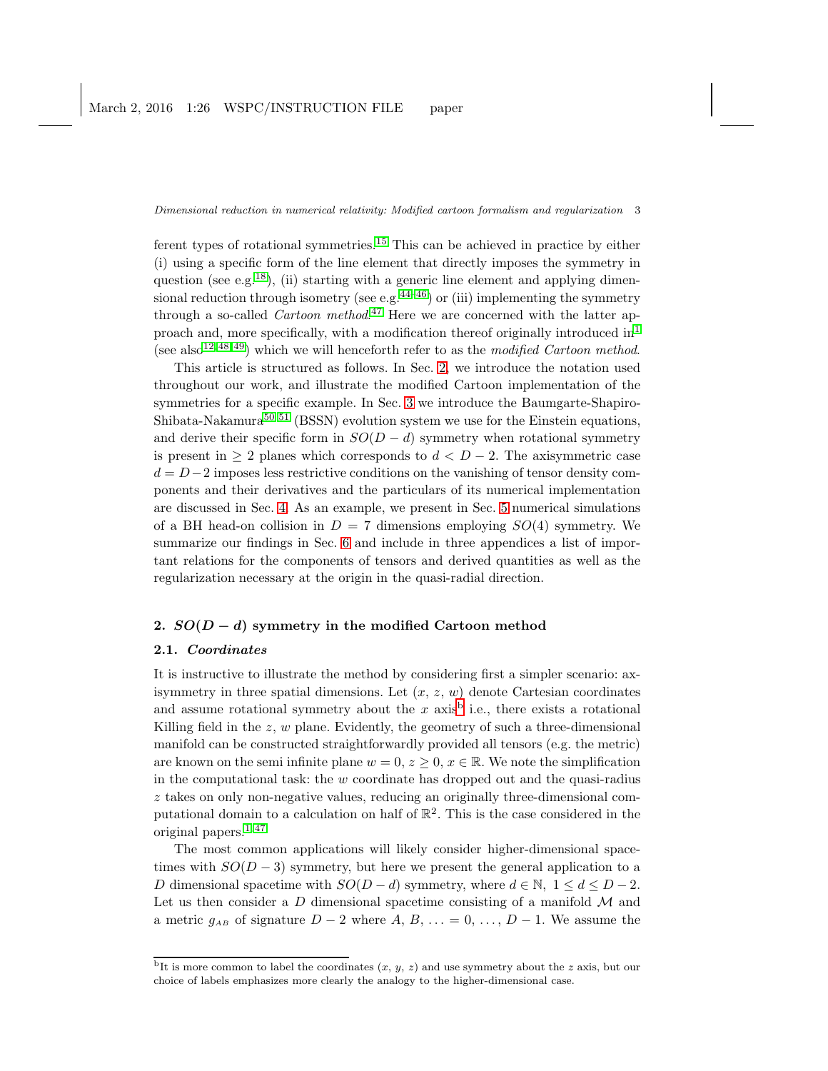ferent types of rotational symmetries.[15] This can be achieved in practice by either (i) using a specific form of the line element that directly imposes the symmetry in question (see e.g.[18]), (ii) starting with a generic line element and applying dimensional reduction through isometry (see e.g.[44–46]) or (iii) implementing the symmetry through a so-called *Cartoon method*.[47] Here we are concerned with the latter approach and, more specifically, with a modification thereof originally introduced in[1] (see also[12,48,49]) which we will henceforth refer to as the *modified Cartoon method*.

This article is structured as follows. In Sec. 2, we introduce the notation used throughout our work, and illustrate the modified Cartoon implementation of the symmetries for a specific example. In Sec. 3 we introduce the Baumgarte-Shapiro-Shibata-Nakamura[50,51] (BSSN) evolution system we use for the Einstein equations, and derive their specific form in $SO(D-d)$ symmetry when rotational symmetry is present in $\geq 2$ planes which corresponds to $d < D-2$. The axisymmetric case $d = D-2$ imposes less restrictive conditions on the vanishing of tensor density components and their derivatives and the particulars of its numerical implementation are discussed in Sec. 4. As an example, we present in Sec. 5 numerical simulations of a BH head-on collision in $D = 7$ dimensions employing $SO(4)$ symmetry. We summarize our findings in Sec. 6 and include in three appendices a list of important relations for the components of tensors and derived quantities as well as the regularization necessary at the origin in the quasi-radial direction.

## 2. $SO(D-d)$ symmetry in the modified Cartoon method

### 2.1. *Coordinates*

It is instructive to illustrate the method by considering first a simpler scenario: axisymmetry in three spatial dimensions. Let $(x,\, z,\, w)$ denote Cartesian coordinates and assume rotational symmetry about the $x$ axis[b] i.e., there exists a rotational Killing field in the $z$, $w$ plane. Evidently, the geometry of such a three-dimensional manifold can be constructed straightforwardly provided all tensors (e.g. the metric) are known on the semi infinite plane $w = 0$, $z \geq 0$, $x \in \mathbb{R}$. We note the simplification in the computational task: the $w$ coordinate has dropped out and the quasi-radius $z$ takes on only non-negative values, reducing an originally three-dimensional computational domain to a calculation on half of $\mathbb{R}^2$. This is the case considered in the original papers.[1,47]

The most common applications will likely consider higher-dimensional spacetimes with $SO(D-3)$ symmetry, but here we present the general application to a $D$ dimensional spacetime with $SO(D-d)$ symmetry, where $d \in \mathbb{N},\ 1 \leq d \leq D-2$. Let us then consider a $D$ dimensional spacetime consisting of a manifold $\mathcal{M}$ and a metric $g_{AB}$ of signature $D-2$ where $A,\, B,\, \ldots = 0,\, \ldots,\, D-1$. We assume the

[b] It is more common to label the coordinates $(x,\, y,\, z)$ and use symmetry about the $z$ axis, but our choice of labels emphasizes more clearly the analogy to the higher-dimensional case.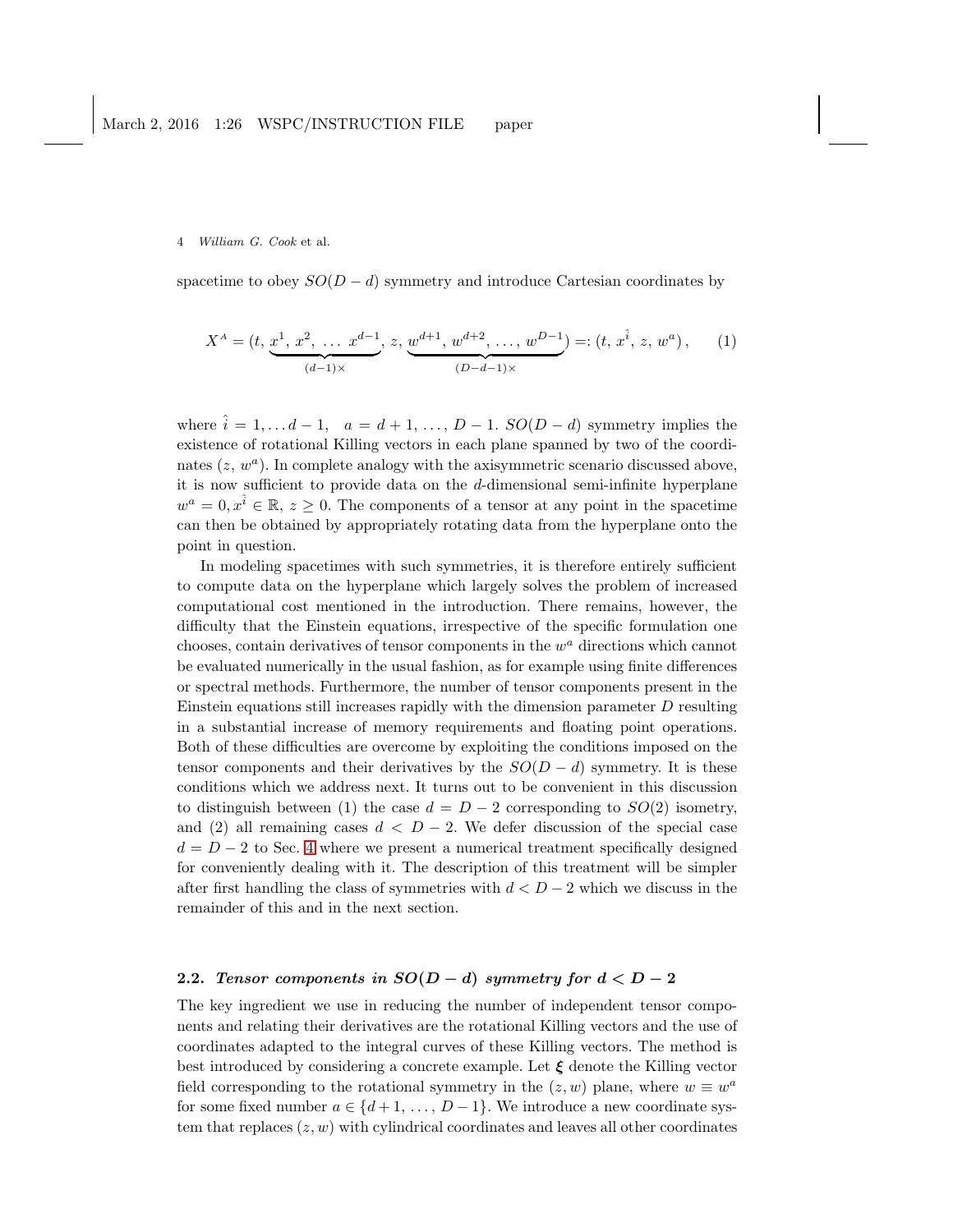spacetime to obey $SO(D-d)$ symmetry and introduce Cartesian coordinates by

$$X^A = (t, \underbrace{x^1, x^2, \ldots x^{d-1}}_{(d-1)\times}, z, \underbrace{w^{d+1}, w^{d+2}, \ldots, w^{D-1}}_{(D-d-1)\times}) =: (t, x^{\hat{i}}, z, w^a)\,, \qquad (1)$$

where $\hat{i} = 1, \ldots d-1$, $\quad a = d+1, \ldots, D-1$. $SO(D-d)$ symmetry implies the existence of rotational Killing vectors in each plane spanned by two of the coordinates $(z, w^a)$. In complete analogy with the axisymmetric scenario discussed above, it is now sufficient to provide data on the $d$-dimensional semi-infinite hyperplane $w^a = 0, x^{\hat{i}} \in \mathbb{R}$, $z \geq 0$. The components of a tensor at any point in the spacetime can then be obtained by appropriately rotating data from the hyperplane onto the point in question.

In modeling spacetimes with such symmetries, it is therefore entirely sufficient to compute data on the hyperplane which largely solves the problem of increased computational cost mentioned in the introduction. There remains, however, the difficulty that the Einstein equations, irrespective of the specific formulation one chooses, contain derivatives of tensor components in the $w^a$ directions which cannot be evaluated numerically in the usual fashion, as for example using finite differences or spectral methods. Furthermore, the number of tensor components present in the Einstein equations still increases rapidly with the dimension parameter $D$ resulting in a substantial increase of memory requirements and floating point operations. Both of these difficulties are overcome by exploiting the conditions imposed on the tensor components and their derivatives by the $SO(D-d)$ symmetry. It is these conditions which we address next. It turns out to be convenient in this discussion to distinguish between (1) the case $d = D-2$ corresponding to $SO(2)$ isometry, and (2) all remaining cases $d < D-2$. We defer discussion of the special case $d = D-2$ to Sec. 4 where we present a numerical treatment specifically designed for conveniently dealing with it. The description of this treatment will be simpler after first handling the class of symmetries with $d < D-2$ which we discuss in the remainder of this and in the next section.

### 2.2. *Tensor components in $SO(D-d)$ symmetry for $d < D-2$*

The key ingredient we use in reducing the number of independent tensor components and relating their derivatives are the rotational Killing vectors and the use of coordinates adapted to the integral curves of these Killing vectors. The method is best introduced by considering a concrete example. Let $\boldsymbol{\xi}$ denote the Killing vector field corresponding to the rotational symmetry in the $(z, w)$ plane, where $w \equiv w^a$ for some fixed number $a \in \{d+1, \ldots, D-1\}$. We introduce a new coordinate system that replaces $(z, w)$ with cylindrical coordinates and leaves all other coordinates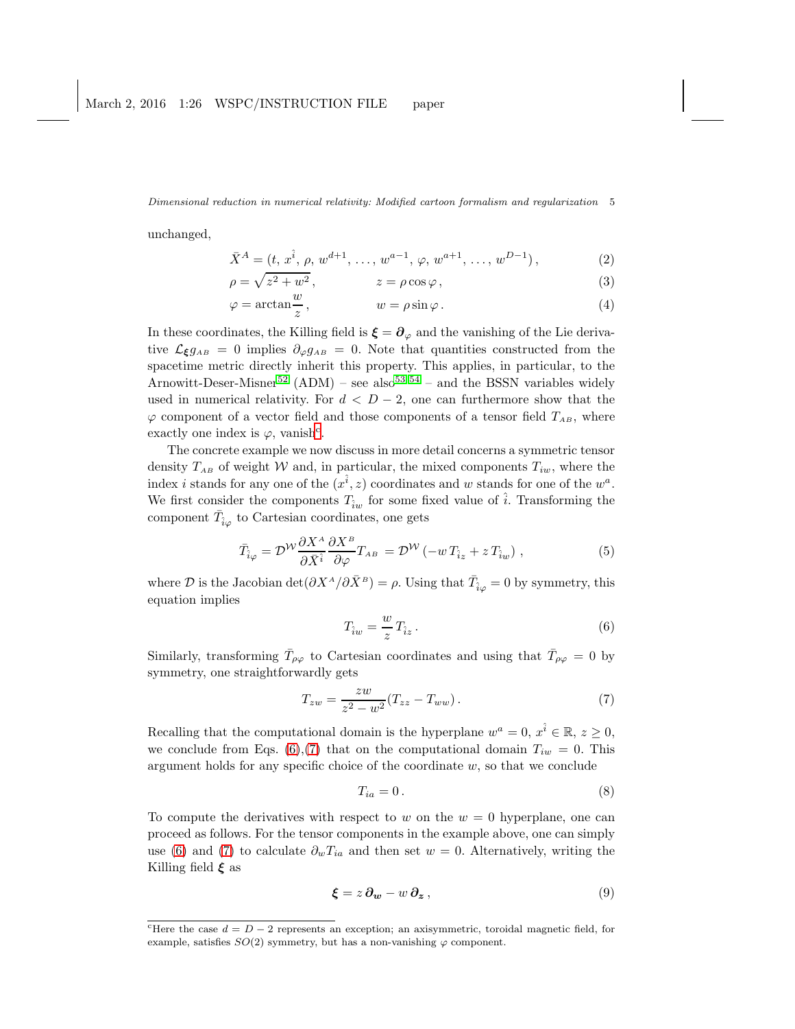unchanged,

$$\bar{X}^A = (t,\, x^{\hat{i}},\, \rho,\, w^{d+1},\, \ldots,\, w^{a-1},\, \varphi,\, w^{a+1},\, \ldots,\, w^{D-1})\,, \tag{2}$$

$$\rho = \sqrt{z^2 + w^2}\,, \qquad\qquad z = \rho\cos\varphi\,, \tag{3}$$

$$\varphi = \arctan\frac{w}{z}\,, \qquad\qquad w = \rho\sin\varphi\,. \tag{4}$$

In these coordinates, the Killing field is $\boldsymbol{\xi} = \boldsymbol{\partial}_\varphi$ and the vanishing of the Lie derivative $\mathcal{L}_{\boldsymbol{\xi}} g_{AB} = 0$ implies $\partial_\varphi g_{AB} = 0$. Note that quantities constructed from the spacetime metric directly inherit this property. This applies, in particular, to the Arnowitt-Deser-Misner[52] (ADM) – see also[53,54] – and the BSSN variables widely used in numerical relativity. For $d < D-2$, one can furthermore show that the $\varphi$ component of a vector field and those components of a tensor field $T_{AB}$, where exactly one index is $\varphi$, vanish[c].

The concrete example we now discuss in more detail concerns a symmetric tensor density $T_{AB}$ of weight $\mathcal{W}$ and, in particular, the mixed components $T_{iw}$, where the index $i$ stands for any one of the $(x^{\hat{i}}, z)$ coordinates and $w$ stands for one of the $w^a$. We first consider the components $T_{\hat{i}w}$ for some fixed value of $\hat{i}$. Transforming the component $\bar{T}_{\hat{i}\varphi}$ to Cartesian coordinates, one gets

$$\bar{T}_{\hat{i}\varphi} = \mathcal{D}^{\mathcal{W}} \frac{\partial X^A}{\partial \bar{X}^{\hat{i}}} \frac{\partial X^B}{\partial \varphi} T_{AB} = \mathcal{D}^{\mathcal{W}} \left( -w\, T_{\hat{i}z} + z\, T_{\hat{i}w} \right)\,, \tag{5}$$

where $\mathcal{D}$ is the Jacobian $\det(\partial X^A / \partial \bar{X}^B) = \rho$. Using that $\bar{T}_{\hat{i}\varphi} = 0$ by symmetry, this equation implies

$$T_{\hat{i}w} = \frac{w}{z} T_{\hat{i}z}\,. \tag{6}$$

Similarly, transforming $\bar{T}_{\rho\varphi}$ to Cartesian coordinates and using that $\bar{T}_{\rho\varphi} = 0$ by symmetry, one straightforwardly gets

$$T_{zw} = \frac{zw}{z^2 - w^2} (T_{zz} - T_{ww})\,. \tag{7}$$

Recalling that the computational domain is the hyperplane $w^a = 0$, $x^{\hat{i}} \in \mathbb{R}$, $z \geq 0$, we conclude from Eqs. (6),(7) that on the computational domain $T_{iw} = 0$. This argument holds for any specific choice of the coordinate $w$, so that we conclude

$$T_{ia} = 0\,. \tag{8}$$

To compute the derivatives with respect to $w$ on the $w = 0$ hyperplane, one can proceed as follows. For the tensor components in the example above, one can simply use (6) and (7) to calculate $\partial_w T_{ia}$ and then set $w = 0$. Alternatively, writing the Killing field $\boldsymbol{\xi}$ as

$$\boldsymbol{\xi} = z\, \boldsymbol{\partial_w} - w\, \boldsymbol{\partial_z}\,, \tag{9}$$

[c] Here the case $d = D-2$ represents an exception; an axisymmetric, toroidal magnetic field, for example, satisfies $SO(2)$ symmetry, but has a non-vanishing $\varphi$ component.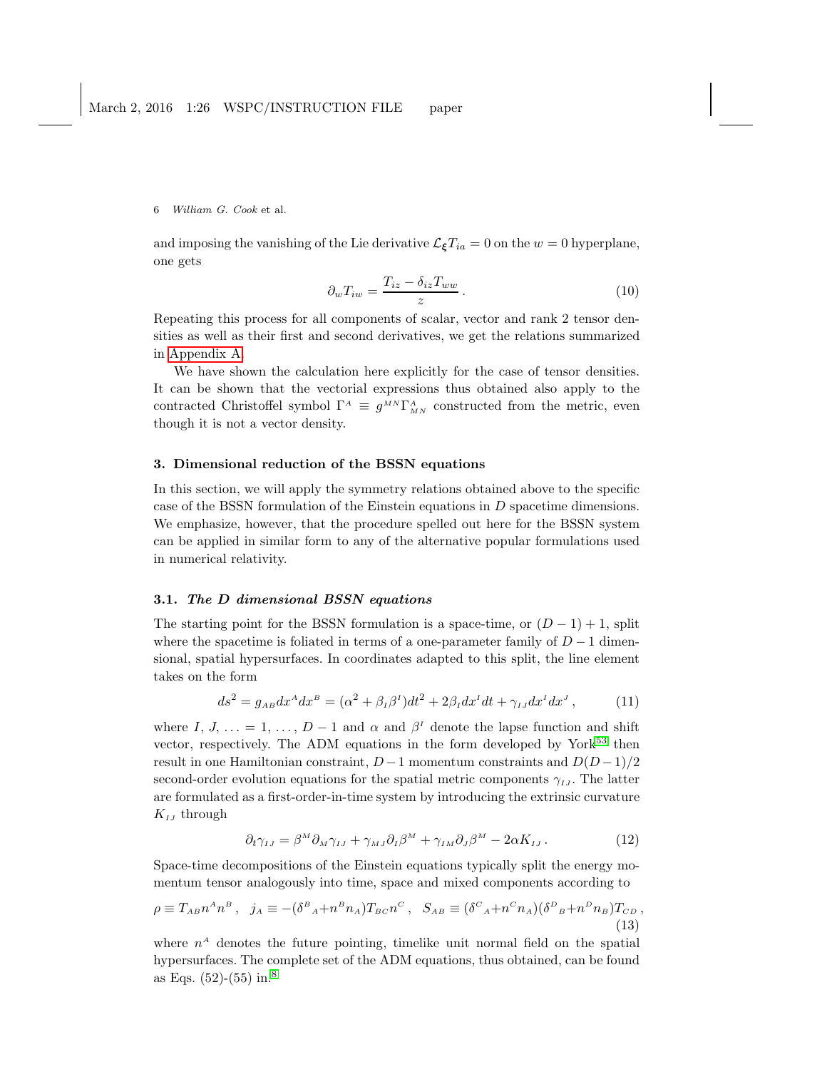and imposing the vanishing of the Lie derivative $\mathcal{L}_{\boldsymbol{\xi}} T_{ia} = 0$ on the $w = 0$ hyperplane, one gets

$$\partial_w T_{iw} = \frac{T_{iz} - \delta_{iz} T_{ww}}{z} \,. \tag{10}$$

Repeating this process for all components of scalar, vector and rank 2 tensor densities as well as their first and second derivatives, we get the relations summarized in Appendix A.

We have shown the calculation here explicitly for the case of tensor densities. It can be shown that the vectorial expressions thus obtained also apply to the contracted Christoffel symbol $\Gamma^A \equiv g^{MN}\Gamma^A_{MN}$ constructed from the metric, even though it is not a vector density.

## 3. Dimensional reduction of the BSSN equations

In this section, we will apply the symmetry relations obtained above to the specific case of the BSSN formulation of the Einstein equations in $D$ spacetime dimensions. We emphasize, however, that the procedure spelled out here for the BSSN system can be applied in similar form to any of the alternative popular formulations used in numerical relativity.

### 3.1. *The D dimensional BSSN equations*

The starting point for the BSSN formulation is a space-time, or $(D-1)+1$, split where the spacetime is foliated in terms of a one-parameter family of $D-1$ dimensional, spatial hypersurfaces. In coordinates adapted to this split, the line element takes on the form

$$ds^2 = g_{AB}dx^A dx^B = (\alpha^2 + \beta_I \beta^I)dt^2 + 2\beta_I dx^I dt + \gamma_{IJ} dx^I dx^J \,, \tag{11}$$

where $I, J, \ldots = 1, \ldots, D-1$ and $\alpha$ and $\beta^I$ denote the lapse function and shift vector, respectively. The ADM equations in the form developed by York[53] then result in one Hamiltonian constraint, $D-1$ momentum constraints and $D(D-1)/2$ second-order evolution equations for the spatial metric components $\gamma_{IJ}$. The latter are formulated as a first-order-in-time system by introducing the extrinsic curvature $K_{IJ}$ through

$$\partial_t \gamma_{IJ} = \beta^M \partial_M \gamma_{IJ} + \gamma_{MJ}\partial_I \beta^M + \gamma_{IM}\partial_J \beta^M - 2\alpha K_{IJ} \,. \tag{12}$$

Space-time decompositions of the Einstein equations typically split the energy momentum tensor analogously into time, space and mixed components according to

$$\rho \equiv T_{AB}n^A n^B \,, \quad j_A \equiv -(\delta^B{}_A + n^B n_A) T_{BC} n^C \,, \quad S_{AB} \equiv (\delta^C{}_A + n^C n_A)(\delta^D{}_B + n^D n_B) T_{CD} \,, \tag{13}$$

where $n^A$ denotes the future pointing, timelike unit normal field on the spatial hypersurfaces. The complete set of the ADM equations, thus obtained, can be found as Eqs. (52)-(55) in.[8]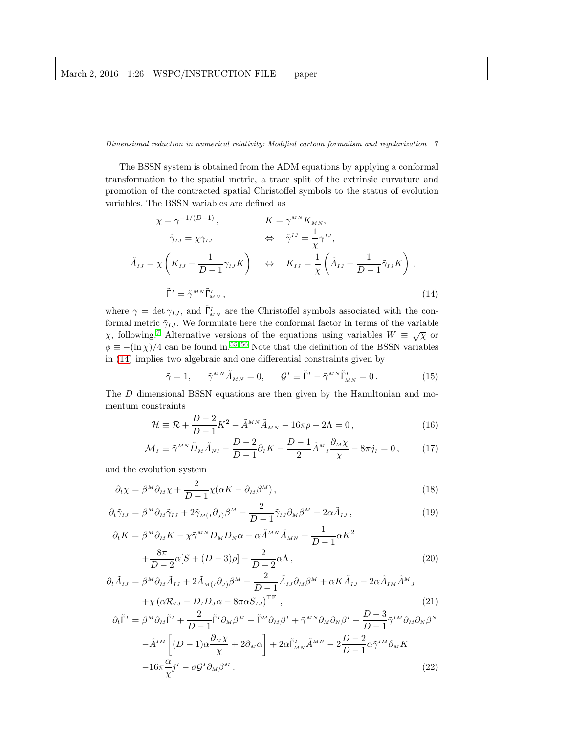The BSSN system is obtained from the ADM equations by applying a conformal transformation to the spatial metric, a trace split of the extrinsic curvature and promotion of the contracted spatial Christoffel symbols to the status of evolution variables. The BSSN variables are defined as

$$
\begin{aligned}
\chi &= \gamma^{-1/(D-1)} \,, & K &= \gamma^{MN} K_{MN}, \\
\tilde{\gamma}_{IJ} &= \chi \gamma_{IJ} & \Leftrightarrow \quad \tilde{\gamma}^{IJ} &= \frac{1}{\chi}\gamma^{IJ}, \\
\tilde{A}_{IJ} &= \chi \left( K_{IJ} - \frac{1}{D-1}\gamma_{IJ} K \right) & \Leftrightarrow \quad K_{IJ} &= \frac{1}{\chi}\left( \tilde{A}_{IJ} + \frac{1}{D-1}\tilde{\gamma}_{IJ} K \right) , \\
\tilde{\Gamma}^{I} &= \tilde{\gamma}^{MN} \tilde{\Gamma}^{I}_{MN} \,, & &
\end{aligned}
\tag{14}
$$

where $\gamma = \det \gamma_{IJ}$, and $\tilde{\Gamma}^{I}_{MN}$ are the Christoffel symbols associated with the conformal metric $\tilde{\gamma}_{IJ}$. We formulate here the conformal factor in terms of the variable $\chi$, following.[7] Alternative versions of the equations using variables $W \equiv \sqrt{\chi}$ or $\phi \equiv -(\ln \chi)/4$ can be found in.[55,56] Note that the definition of the BSSN variables in (14) implies two algebraic and one differential constraints given by

$$
\tilde{\gamma} = 1, \qquad \tilde{\gamma}^{MN}\tilde{A}_{MN} = 0, \qquad \mathcal{G}^{I} \equiv \tilde{\Gamma}^{I} - \tilde{\gamma}^{MN}\tilde{\Gamma}^{I}_{MN} = 0 \,. \tag{15}
$$

The $D$ dimensional BSSN equations are then given by the Hamiltonian and momentum constraints

$$
\mathcal{H} \equiv \mathcal{R} + \frac{D-2}{D-1}K^2 - \tilde{A}^{MN}\tilde{A}_{MN} - 16\pi\rho - 2\Lambda = 0 \,, \tag{16}
$$

$$
\mathcal{M}_{I} \equiv \tilde{\gamma}^{MN}\tilde{D}_{M}\tilde{A}_{NI} - \frac{D-2}{D-1}\partial_{I}K - \frac{D-1}{2}\tilde{A}^{M}{}_{I}\frac{\partial_{M}\chi}{\chi} - 8\pi j_{I} = 0 \,, \tag{17}
$$

and the evolution system

$$
\partial_t \chi = \beta^M \partial_M \chi + \frac{2}{D-1}\chi(\alpha K - \partial_M \beta^M) \,, \tag{18}
$$

$$
\partial_t \tilde{\gamma}_{IJ} = \beta^M \partial_M \tilde{\gamma}_{IJ} + 2\tilde{\gamma}_{M(I}\partial_{J)}\beta^M - \frac{2}{D-1}\tilde{\gamma}_{IJ}\partial_M\beta^M - 2\alpha\tilde{A}_{IJ} \,, \tag{19}
$$

$$
\begin{aligned}
\partial_t K = {} & \beta^M \partial_M K - \chi \tilde{\gamma}^{MN} D_M D_N \alpha + \alpha \tilde{A}^{MN}\tilde{A}_{MN} + \frac{1}{D-1}\alpha K^2 \\
& + \frac{8\pi}{D-2}\alpha[S + (D-3)\rho] - \frac{2}{D-2}\alpha\Lambda \,,
\end{aligned}
\tag{20}
$$

$$
\begin{aligned}
\partial_t \tilde{A}_{IJ} = {} & \beta^M \partial_M \tilde{A}_{IJ} + 2\tilde{A}_{M(I}\partial_{J)}\beta^M - \frac{2}{D-1}\tilde{A}_{IJ}\partial_M\beta^M + \alpha K \tilde{A}_{IJ} - 2\alpha \tilde{A}_{IM}\tilde{A}^{M}{}_{J} \\
& + \chi\left(\alpha\mathcal{R}_{IJ} - D_I D_J \alpha - 8\pi\alpha S_{IJ}\right)^{\mathrm{TF}} \,,
\end{aligned}
\tag{21}
$$

$$
\begin{aligned}
\partial_t \tilde{\Gamma}^I = {} & \beta^M \partial_M \tilde{\Gamma}^I + \frac{2}{D-1}\tilde{\Gamma}^I \partial_M \beta^M - \tilde{\Gamma}^M \partial_M \beta^I + \tilde{\gamma}^{MN}\partial_M\partial_N\beta^I + \frac{D-3}{D-1}\tilde{\gamma}^{IM}\partial_M\partial_N\beta^N \\
& - \tilde{A}^{IM}\left[(D-1)\alpha\frac{\partial_M\chi}{\chi} + 2\partial_M\alpha\right] + 2\alpha\tilde{\Gamma}^I_{MN}\tilde{A}^{MN} - 2\frac{D-2}{D-1}\alpha\tilde{\gamma}^{IM}\partial_M K \\
& - 16\pi\frac{\alpha}{\chi}j^I - \sigma\mathcal{G}^I\partial_M\beta^M \,.
\end{aligned}
\tag{22}
$$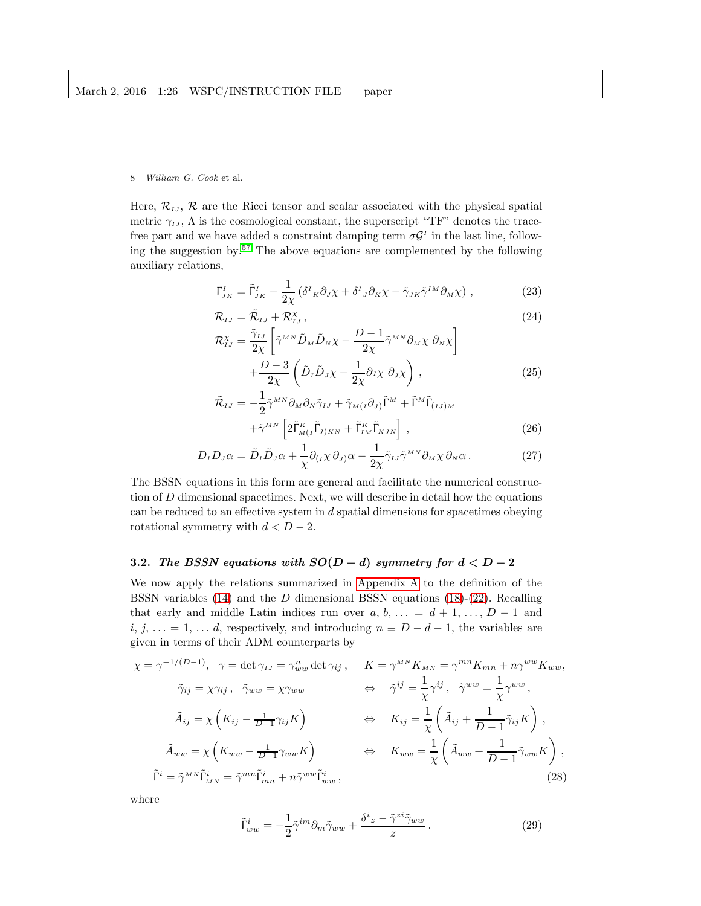Here, $\mathcal{R}_{IJ}$, $\mathcal{R}$ are the Ricci tensor and scalar associated with the physical spatial metric $\gamma_{IJ}$, $\Lambda$ is the cosmological constant, the superscript "TF" denotes the trace-free part and we have added a constraint damping term $\sigma\mathcal{G}^I$ in the last line, following the suggestion by.[57] The above equations are complemented by the following auxiliary relations,

$$\Gamma^I_{JK} = \tilde{\Gamma}^I_{JK} - \frac{1}{2\chi}\left(\delta^I{}_K\partial_J\chi + \delta^I{}_J\partial_K\chi - \tilde{\gamma}_{JK}\tilde{\gamma}^{IM}\partial_M\chi\right), \tag{23}$$

$$\mathcal{R}_{IJ} = \tilde{\mathcal{R}}_{IJ} + \mathcal{R}^\chi_{IJ}, \tag{24}$$

$$\mathcal{R}^\chi_{IJ} = \frac{\tilde{\gamma}_{IJ}}{2\chi}\left[\tilde{\gamma}^{MN}\tilde{D}_M\tilde{D}_N\chi - \frac{D-1}{2\chi}\tilde{\gamma}^{MN}\partial_M\chi\,\partial_N\chi\right] + \frac{D-3}{2\chi}\left(\tilde{D}_I\tilde{D}_J\chi - \frac{1}{2\chi}\partial_I\chi\,\partial_J\chi\right), \tag{25}$$

$$\tilde{\mathcal{R}}_{IJ} = -\frac{1}{2}\tilde{\gamma}^{MN}\partial_M\partial_N\tilde{\gamma}_{IJ} + \tilde{\gamma}_{M(I}\partial_{J)}\tilde{\Gamma}^M + \tilde{\Gamma}^M\tilde{\Gamma}_{(IJ)M} + \tilde{\gamma}^{MN}\left[2\tilde{\Gamma}^K_{M(I}\tilde{\Gamma}_{J)KN} + \tilde{\Gamma}^K_{IM}\tilde{\Gamma}_{KJN}\right], \tag{26}$$

$$D_ID_J\alpha = \tilde{D}_I\tilde{D}_J\alpha + \frac{1}{\chi}\partial_{(I}\chi\,\partial_{J)}\alpha - \frac{1}{2\chi}\tilde{\gamma}_{IJ}\tilde{\gamma}^{MN}\partial_M\chi\,\partial_N\alpha. \tag{27}$$

The BSSN equations in this form are general and facilitate the numerical construction of $D$ dimensional spacetimes. Next, we will describe in detail how the equations can be reduced to an effective system in $d$ spatial dimensions for spacetimes obeying rotational symmetry with $d < D-2$.

### 3.2. *The BSSN equations with $SO(D-d)$ symmetry for $d < D-2$*

We now apply the relations summarized in Appendix A to the definition of the BSSN variables (14) and the $D$ dimensional BSSN equations (18)-(22). Recalling that early and middle Latin indices run over $a, b, \ldots = d+1, \ldots, D-1$ and $i, j, \ldots = 1, \ldots d$, respectively, and introducing $n \equiv D-d-1$, the variables are given in terms of their ADM counterparts by

$$\begin{aligned}
&\chi = \gamma^{-1/(D-1)}, \quad \gamma = \det\gamma_{IJ} = \gamma^n_{ww}\det\gamma_{ij}, \qquad K = \gamma^{MN}K_{MN} = \gamma^{mn}K_{mn} + n\gamma^{ww}K_{ww}, \\
&\tilde{\gamma}_{ij} = \chi\gamma_{ij}, \quad \tilde{\gamma}_{ww} = \chi\gamma_{ww} \qquad \Leftrightarrow \quad \tilde{\gamma}^{ij} = \frac{1}{\chi}\gamma^{ij}, \quad \tilde{\gamma}^{ww} = \frac{1}{\chi}\gamma^{ww}, \\
&\tilde{A}_{ij} = \chi\left(K_{ij} - \tfrac{1}{D-1}\gamma_{ij}K\right) \qquad \Leftrightarrow \quad K_{ij} = \frac{1}{\chi}\left(\tilde{A}_{ij} + \frac{1}{D-1}\tilde{\gamma}_{ij}K\right), \\
&\tilde{A}_{ww} = \chi\left(K_{ww} - \tfrac{1}{D-1}\gamma_{ww}K\right) \qquad \Leftrightarrow \quad K_{ww} = \frac{1}{\chi}\left(\tilde{A}_{ww} + \frac{1}{D-1}\tilde{\gamma}_{ww}K\right), \\
&\tilde{\Gamma}^i = \tilde{\gamma}^{MN}\tilde{\Gamma}^i_{MN} = \tilde{\gamma}^{mn}\tilde{\Gamma}^i_{mn} + n\tilde{\gamma}^{ww}\tilde{\Gamma}^i_{ww},
\end{aligned} \tag{28}$$

where

$$\tilde{\Gamma}^i_{ww} = -\frac{1}{2}\tilde{\gamma}^{im}\partial_m\tilde{\gamma}_{ww} + \frac{\delta^i{}_z - \tilde{\gamma}^{zi}\tilde{\gamma}_{ww}}{z}. \tag{29}$$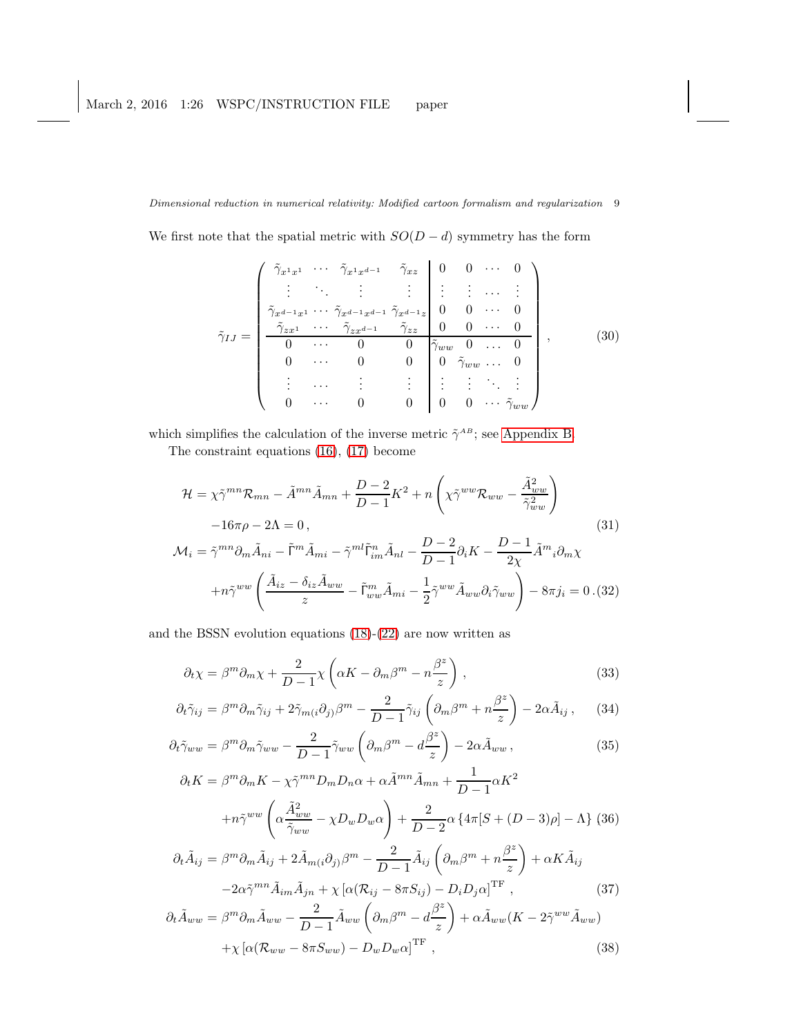We first note that the spatial metric with $SO(D-d)$ symmetry has the form

$$
\tilde{\gamma}_{IJ} = \left(\begin{array}{cccc|cccc}
\tilde{\gamma}_{x^1x^1} & \cdots & \tilde{\gamma}_{x^1x^{d-1}} & \tilde{\gamma}_{xz} & 0 & 0 & \cdots & 0 \\
\vdots & \ddots & \vdots & \vdots & \vdots & \vdots & \cdots & \vdots \\
\tilde{\gamma}_{x^{d-1}x^1} & \cdots & \tilde{\gamma}_{x^{d-1}x^{d-1}} & \tilde{\gamma}_{x^{d-1}z} & 0 & 0 & \cdots & 0 \\
\tilde{\gamma}_{zx^1} & \cdots & \tilde{\gamma}_{zx^{d-1}} & \tilde{\gamma}_{zz} & 0 & 0 & \cdots & 0 \\
\hline
0 & \cdots & 0 & 0 & \tilde{\gamma}_{ww} & 0 & \cdots & 0 \\
0 & \cdots & 0 & 0 & 0 & \tilde{\gamma}_{ww} & \cdots & 0 \\
\vdots & \cdots & \vdots & \vdots & \vdots & \vdots & \ddots & \vdots \\
0 & \cdots & 0 & 0 & 0 & 0 & \cdots & \tilde{\gamma}_{ww}
\end{array}\right), \tag{30}
$$

which simplifies the calculation of the inverse metric $\tilde{\gamma}^{AB}$; see Appendix B.

The constraint equations (16), (17) become

$$
\begin{aligned}
\mathcal{H} &= \chi\tilde{\gamma}^{mn}\mathcal{R}_{mn} - \tilde{A}^{mn}\tilde{A}_{mn} + \frac{D-2}{D-1}K^2 + n\left(\chi\tilde{\gamma}^{ww}\mathcal{R}_{ww} - \frac{\tilde{A}_{ww}^2}{\tilde{\gamma}_{ww}^2}\right) \\
&\quad -16\pi\rho - 2\Lambda = 0\,, \qquad (31)\\
\mathcal{M}_i &= \tilde{\gamma}^{mn}\partial_m\tilde{A}_{ni} - \tilde{\Gamma}^m\tilde{A}_{mi} - \tilde{\gamma}^{ml}\tilde{\Gamma}^n_{im}\tilde{A}_{nl} - \frac{D-2}{D-1}\partial_i K - \frac{D-1}{2\chi}\tilde{A}^m{}_i\partial_m\chi \\
&\quad + n\tilde{\gamma}^{ww}\left(\frac{\tilde{A}_{iz} - \delta_{iz}\tilde{A}_{ww}}{z} - \tilde{\Gamma}^m_{ww}\tilde{A}_{mi} - \frac{1}{2}\tilde{\gamma}^{ww}\tilde{A}_{ww}\partial_i\tilde{\gamma}_{ww}\right) - 8\pi j_i = 0\,. \qquad (32)
\end{aligned}
$$

and the BSSN evolution equations (18)-(22) are now written as

$$
\partial_t\chi = \beta^m\partial_m\chi + \frac{2}{D-1}\chi\left(\alpha K - \partial_m\beta^m - n\frac{\beta^z}{z}\right), \tag{33}
$$

$$
\partial_t\tilde{\gamma}_{ij} = \beta^m\partial_m\tilde{\gamma}_{ij} + 2\tilde{\gamma}_{m(i}\partial_{j)}\beta^m - \frac{2}{D-1}\tilde{\gamma}_{ij}\left(\partial_m\beta^m + n\frac{\beta^z}{z}\right) - 2\alpha\tilde{A}_{ij}\,, \tag{34}
$$

$$
\partial_t\tilde{\gamma}_{ww} = \beta^m\partial_m\tilde{\gamma}_{ww} - \frac{2}{D-1}\tilde{\gamma}_{ww}\left(\partial_m\beta^m - d\frac{\beta^z}{z}\right) - 2\alpha\tilde{A}_{ww}\,, \tag{35}
$$

$$
\begin{aligned}
\partial_t K &= \beta^m\partial_m K - \chi\tilde{\gamma}^{mn}D_mD_n\alpha + \alpha\tilde{A}^{mn}\tilde{A}_{mn} + \frac{1}{D-1}\alpha K^2 \\
&\quad + n\tilde{\gamma}^{ww}\left(\alpha\frac{\tilde{A}_{ww}^2}{\tilde{\gamma}_{ww}} - \chi D_wD_w\alpha\right) + \frac{2}{D-2}\alpha\left\{4\pi[S + (D-3)\rho] - \Lambda\right\} \qquad (36)
\end{aligned}
$$

$$
\begin{aligned}
\partial_t\tilde{A}_{ij} &= \beta^m\partial_m\tilde{A}_{ij} + 2\tilde{A}_{m(i}\partial_{j)}\beta^m - \frac{2}{D-1}\tilde{A}_{ij}\left(\partial_m\beta^m + n\frac{\beta^z}{z}\right) + \alpha K\tilde{A}_{ij} \\
&\quad - 2\alpha\tilde{\gamma}^{mn}\tilde{A}_{im}\tilde{A}_{jn} + \chi\left[\alpha(\mathcal{R}_{ij} - 8\pi S_{ij}) - D_iD_j\alpha\right]^{\mathrm{TF}}\,, \qquad (37)
\end{aligned}
$$

$$
\begin{aligned}
\partial_t\tilde{A}_{ww} &= \beta^m\partial_m\tilde{A}_{ww} - \frac{2}{D-1}\tilde{A}_{ww}\left(\partial_m\beta^m - d\frac{\beta^z}{z}\right) + \alpha\tilde{A}_{ww}(K - 2\tilde{\gamma}^{ww}\tilde{A}_{ww}) \\
&\quad + \chi\left[\alpha(\mathcal{R}_{ww} - 8\pi S_{ww}) - D_wD_w\alpha\right]^{\mathrm{TF}}\,, \qquad (38)
\end{aligned}
$$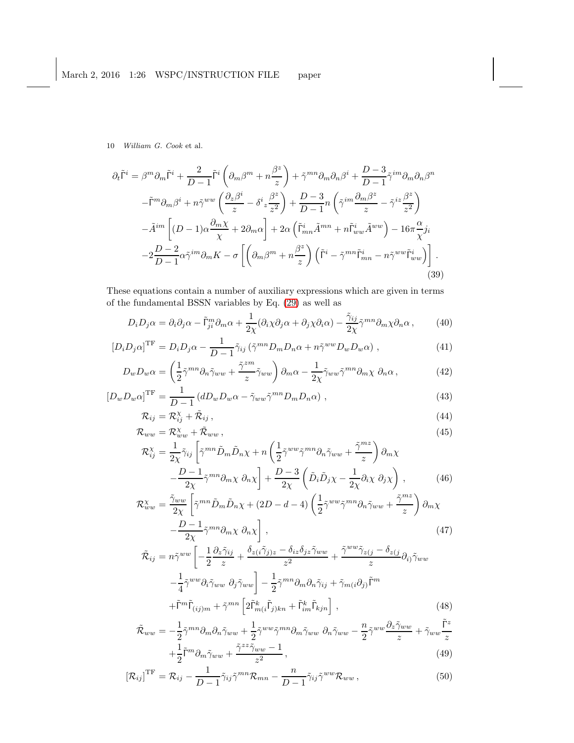$$
\begin{aligned}
\partial_t \tilde{\Gamma}^i =& \beta^m \partial_m \tilde{\Gamma}^i + \frac{2}{D-1}\tilde{\Gamma}^i \left(\partial_m \beta^m + n\frac{\beta^z}{z}\right) + \tilde{\gamma}^{mn}\partial_m\partial_n\beta^i + \frac{D-3}{D-1}\tilde{\gamma}^{im}\partial_m\partial_n\beta^n \\
&-\tilde{\Gamma}^m \partial_m \beta^i + n\tilde{\gamma}^{ww}\left(\frac{\partial_z \beta^i}{z} - \delta^i{}_z \frac{\beta^z}{z^2}\right) + \frac{D-3}{D-1} n \left(\tilde{\gamma}^{im}\frac{\partial_m \beta^z}{z} - \tilde{\gamma}^{iz}\frac{\beta^z}{z^2}\right) \\
&-\tilde{A}^{im}\left[(D-1)\alpha\frac{\partial_m \chi}{\chi} + 2\partial_m \alpha\right] + 2\alpha\left(\tilde{\Gamma}^i_{mn}\tilde{A}^{mn} + n\tilde{\Gamma}^i_{ww}\tilde{A}^{ww}\right) - 16\pi\frac{\alpha}{\chi}j_i \\
&-2\frac{D-2}{D-1}\alpha\tilde{\gamma}^{im}\partial_m K - \sigma\left[\left(\partial_m\beta^m + n\frac{\beta^z}{z}\right)\left(\tilde{\Gamma}^i - \tilde{\gamma}^{mn}\tilde{\Gamma}^i_{mn} - n\tilde{\gamma}^{ww}\tilde{\Gamma}^i_{ww}\right)\right].
\end{aligned}
\tag{39}
$$

These equations contain a number of auxiliary expressions which are given in terms of the fundamental BSSN variables by Eq. (29) as well as

$$
D_i D_j \alpha = \partial_i \partial_j \alpha - \tilde{\Gamma}^m_{ji}\partial_m \alpha + \frac{1}{2\chi}(\partial_i \chi \partial_j \alpha + \partial_j \chi \partial_i \alpha) - \frac{\tilde{\gamma}_{ij}}{2\chi}\tilde{\gamma}^{mn}\partial_m \chi \partial_n \alpha\,, \tag{40}
$$

$$
[D_i D_j \alpha]^{\rm TF} = D_i D_j \alpha - \frac{1}{D-1}\tilde{\gamma}_{ij}\left(\tilde{\gamma}^{mn}D_m D_n \alpha + n\tilde{\gamma}^{ww}D_w D_w \alpha\right), \tag{41}
$$

$$
D_w D_w \alpha = \left(\frac{1}{2}\tilde{\gamma}^{mn}\partial_n \tilde{\gamma}_{ww} + \frac{\tilde{\gamma}^{zm}}{z}\tilde{\gamma}_{ww}\right)\partial_m \alpha - \frac{1}{2\chi}\tilde{\gamma}_{ww}\tilde{\gamma}^{mn}\partial_m \chi\ \partial_n \alpha\,, \tag{42}
$$

$$
[D_w D_w \alpha]^{\rm TF} = \frac{1}{D-1}\left(d D_w D_w \alpha - \tilde{\gamma}_{ww}\tilde{\gamma}^{mn}D_m D_n \alpha\right), \tag{43}
$$

$$
\mathcal{R}_{ij} = \mathcal{R}^{\chi}_{ij} + \tilde{\mathcal{R}}_{ij}\,, \tag{44}
$$

$$
\mathcal{R}_{ww} = \mathcal{R}^{\chi}_{ww} + \tilde{\mathcal{R}}_{ww}\,, \tag{45}
$$

$$
\begin{aligned}
\mathcal{R}^{\chi}_{ij} =& \frac{1}{2\chi}\tilde{\gamma}_{ij}\left[\tilde{\gamma}^{mn}\tilde{D}_m\tilde{D}_n\chi + n\left(\frac{1}{2}\tilde{\gamma}^{ww}\tilde{\gamma}^{mn}\partial_n\tilde{\gamma}_{ww} + \frac{\tilde{\gamma}^{mz}}{z}\right)\partial_m\chi\right. \\
&\left.-\frac{D-1}{2\chi}\tilde{\gamma}^{mn}\partial_m\chi\ \partial_n\chi\right] + \frac{D-3}{2\chi}\left(\tilde{D}_i\tilde{D}_j\chi - \frac{1}{2\chi}\partial_i\chi\ \partial_j\chi\right),
\end{aligned}
\tag{46}
$$

$$
\begin{aligned}
\mathcal{R}^{\chi}_{ww} =& \frac{\tilde{\gamma}_{ww}}{2\chi}\left[\tilde{\gamma}^{mn}\tilde{D}_m\tilde{D}_n\chi + (2D-d-4)\left(\frac{1}{2}\tilde{\gamma}^{ww}\tilde{\gamma}^{mn}\partial_n\tilde{\gamma}_{ww} + \frac{\tilde{\gamma}^{mz}}{z}\right)\partial_m\chi\right. \\
&\left.-\frac{D-1}{2\chi}\tilde{\gamma}^{mn}\partial_m\chi\ \partial_n\chi\right],
\end{aligned}
\tag{47}
$$

$$
\begin{aligned}
\tilde{\mathcal{R}}_{ij} =& n\tilde{\gamma}^{ww}\left[-\frac{1}{2}\frac{\partial_z\tilde{\gamma}_{ij}}{z} + \frac{\delta_{z(i}\tilde{\gamma}_{j)z} - \delta_{iz}\delta_{jz}\tilde{\gamma}_{ww}}{z^2} + \frac{\tilde{\gamma}^{ww}\tilde{\gamma}_{z(j} - \delta_{z(j}}{z}\partial_{i)}\tilde{\gamma}_{ww}\right. \\
&\left.-\frac{1}{4}\tilde{\gamma}^{ww}\partial_i\tilde{\gamma}_{ww}\ \partial_j\tilde{\gamma}_{ww}\right] - \frac{1}{2}\tilde{\gamma}^{mn}\partial_m\partial_n\tilde{\gamma}_{ij} + \tilde{\gamma}_{m(i}\partial_{j)}\tilde{\Gamma}^m \\
&+\tilde{\Gamma}^m\tilde{\Gamma}_{(ij)m} + \tilde{\gamma}^{mn}\left[2\tilde{\Gamma}^k_{m(i}\tilde{\Gamma}_{j)kn} + \tilde{\Gamma}^k_{im}\tilde{\Gamma}_{kjn}\right],
\end{aligned}
\tag{48}
$$

$$
\begin{aligned}
\tilde{\mathcal{R}}_{ww} =& -\frac{1}{2}\tilde{\gamma}^{mn}\partial_m\partial_n\tilde{\gamma}_{ww} + \frac{1}{2}\tilde{\gamma}^{ww}\tilde{\gamma}^{mn}\partial_m\tilde{\gamma}_{ww}\ \partial_n\tilde{\gamma}_{ww} - \frac{n}{2}\tilde{\gamma}^{ww}\frac{\partial_z\tilde{\gamma}_{ww}}{z} + \tilde{\gamma}_{ww}\frac{\tilde{\Gamma}^z}{z} \\
&+\frac{1}{2}\tilde{\Gamma}^m\partial_m\tilde{\gamma}_{ww} + \frac{\tilde{\gamma}^{zz}\tilde{\gamma}_{ww} - 1}{z^2}\,,
\end{aligned}
\tag{49}
$$

$$
[\mathcal{R}_{ij}]^{\rm TF} = \mathcal{R}_{ij} - \frac{1}{D-1}\tilde{\gamma}_{ij}\tilde{\gamma}^{mn}\mathcal{R}_{mn} - \frac{n}{D-1}\tilde{\gamma}_{ij}\tilde{\gamma}^{ww}\mathcal{R}_{ww}\,, \tag{50}
$$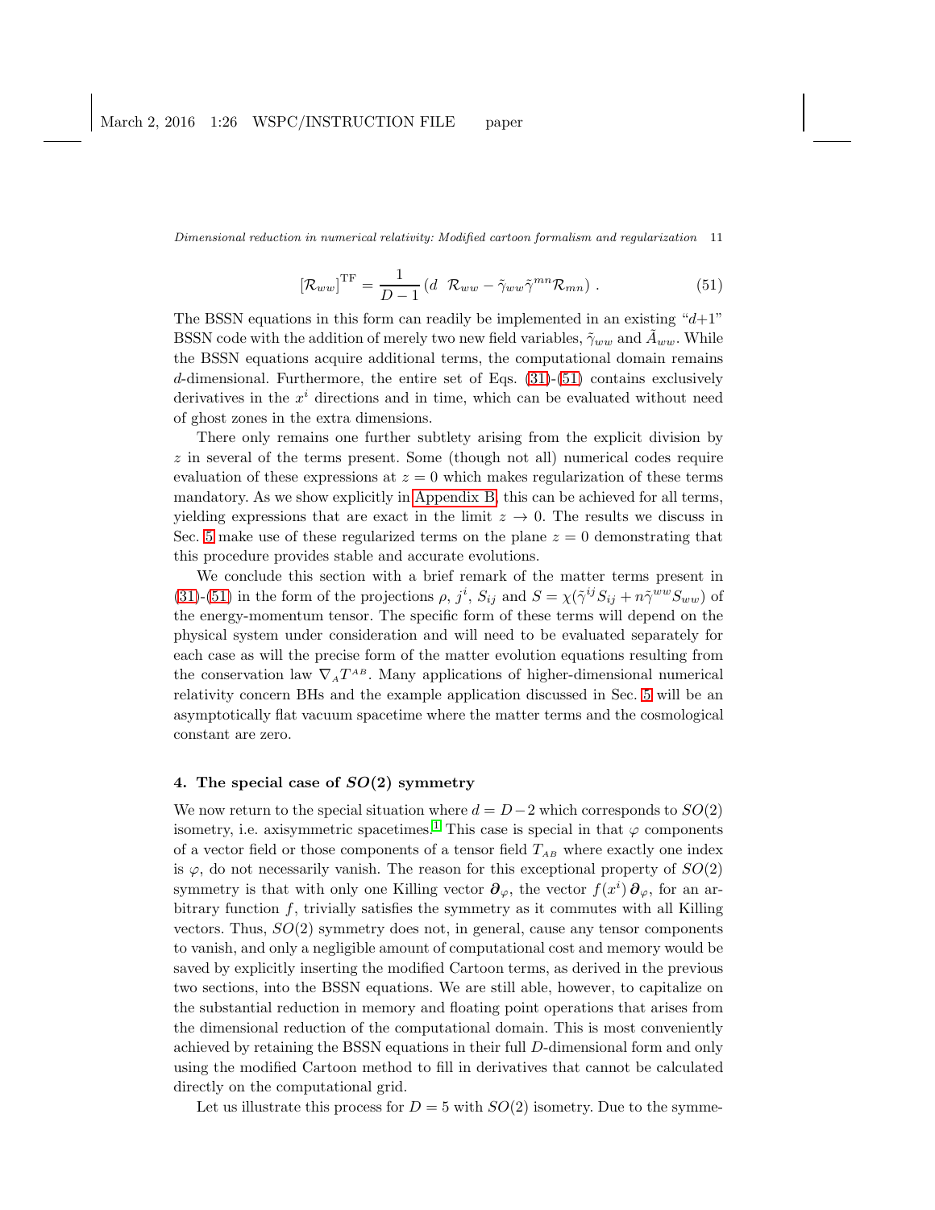$$
[\mathcal{R}_{ww}]^{\rm TF} = \frac{1}{D-1}\left(d\ \ \mathcal{R}_{ww} - \tilde{\gamma}_{ww}\tilde{\gamma}^{mn}\mathcal{R}_{mn}\right) . \tag{51}
$$

The BSSN equations in this form can readily be implemented in an existing "$d$+1" BSSN code with the addition of merely two new field variables, $\tilde{\gamma}_{ww}$ and $\tilde{A}_{ww}$. While the BSSN equations acquire additional terms, the computational domain remains $d$-dimensional. Furthermore, the entire set of Eqs. (31)-(51) contains exclusively derivatives in the $x^i$ directions and in time, which can be evaluated without need of ghost zones in the extra dimensions.

There only remains one further subtlety arising from the explicit division by $z$ in several of the terms present. Some (though not all) numerical codes require evaluation of these expressions at $z = 0$ which makes regularization of these terms mandatory. As we show explicitly in Appendix B, this can be achieved for all terms, yielding expressions that are exact in the limit $z \to 0$. The results we discuss in Sec. 5 make use of these regularized terms on the plane $z = 0$ demonstrating that this procedure provides stable and accurate evolutions.

We conclude this section with a brief remark of the matter terms present in (31)-(51) in the form of the projections $\rho$, $j^i$, $S_{ij}$ and $S = \chi(\tilde{\gamma}^{ij}S_{ij} + n\tilde{\gamma}^{ww}S_{ww})$ of the energy-momentum tensor. The specific form of these terms will depend on the physical system under consideration and will need to be evaluated separately for each case as will the precise form of the matter evolution equations resulting from the conservation law $\nabla_A T^{AB}$. Many applications of higher-dimensional numerical relativity concern BHs and the example application discussed in Sec. 5 will be an asymptotically flat vacuum spacetime where the matter terms and the cosmological constant are zero.

## 4. The special case of $SO(2)$ symmetry

We now return to the special situation where $d = D-2$ which corresponds to $SO(2)$ isometry, i.e. axisymmetric spacetimes.[1] This case is special in that $\varphi$ components of a vector field or those components of a tensor field $T_{AB}$ where exactly one index is $\varphi$, do not necessarily vanish. The reason for this exceptional property of $SO(2)$ symmetry is that with only one Killing vector $\boldsymbol{\partial}_\varphi$, the vector $f(x^i)\,\boldsymbol{\partial}_\varphi$, for an arbitrary function $f$, trivially satisfies the symmetry as it commutes with all Killing vectors. Thus, $SO(2)$ symmetry does not, in general, cause any tensor components to vanish, and only a negligible amount of computational cost and memory would be saved by explicitly inserting the modified Cartoon terms, as derived in the previous two sections, into the BSSN equations. We are still able, however, to capitalize on the substantial reduction in memory and floating point operations that arises from the dimensional reduction of the computational domain. This is most conveniently achieved by retaining the BSSN equations in their full $D$-dimensional form and only using the modified Cartoon method to fill in derivatives that cannot be calculated directly on the computational grid.

Let us illustrate this process for $D = 5$ with $SO(2)$ isometry. Due to the symme-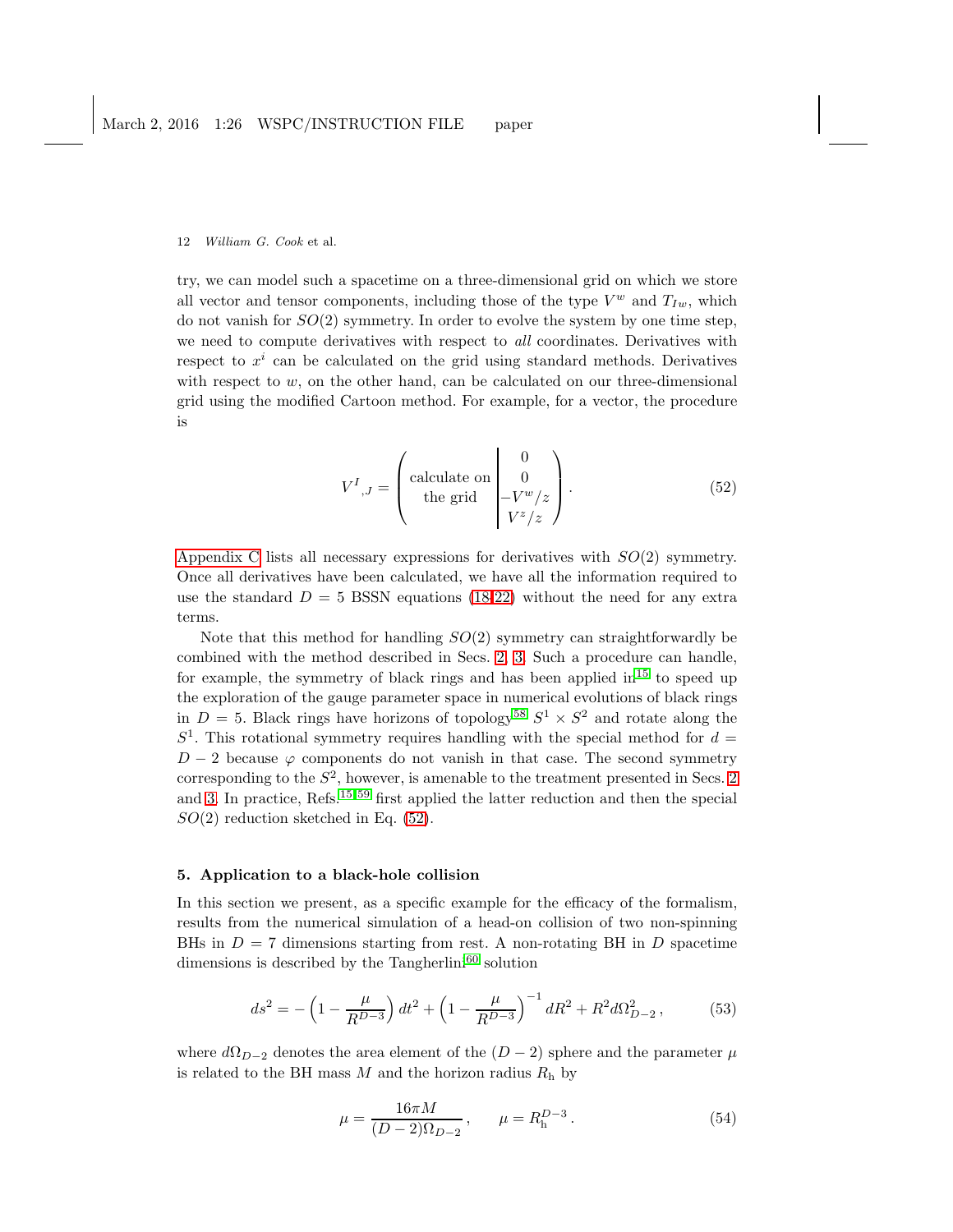try, we can model such a spacetime on a three-dimensional grid on which we store all vector and tensor components, including those of the type $V^w$ and $T_{Iw}$, which do not vanish for $SO(2)$ symmetry. In order to evolve the system by one time step, we need to compute derivatives with respect to *all* coordinates. Derivatives with respect to $x^i$ can be calculated on the grid using standard methods. Derivatives with respect to $w$, on the other hand, can be calculated on our three-dimensional grid using the modified Cartoon method. For example, for a vector, the procedure is

$$V^I{}_{,J} = \left( \begin{array}{c|c} \text{calculate on} & 0 \\ \text{the grid} & 0 \\ & -V^w/z \\ & V^z/z \end{array} \right). \tag{52}$$

Appendix C lists all necessary expressions for derivatives with $SO(2)$ symmetry. Once all derivatives have been calculated, we have all the information required to use the standard $D = 5$ BSSN equations (18-22) without the need for any extra terms.

Note that this method for handling $SO(2)$ symmetry can straightforwardly be combined with the method described in Secs. 2, 3. Such a procedure can handle, for example, the symmetry of black rings and has been applied in[15] to speed up the exploration of the gauge parameter space in numerical evolutions of black rings in $D = 5$. Black rings have horizons of topology[58] $S^1 \times S^2$ and rotate along the $S^1$. This rotational symmetry requires handling with the special method for $d = D - 2$ because $\varphi$ components do not vanish in that case. The second symmetry corresponding to the $S^2$, however, is amenable to the treatment presented in Secs. 2 and 3. In practice, Refs.[15,59] first applied the latter reduction and then the special $SO(2)$ reduction sketched in Eq. (52).

## 5. Application to a black-hole collision

In this section we present, as a specific example for the efficacy of the formalism, results from the numerical simulation of a head-on collision of two non-spinning BHs in $D = 7$ dimensions starting from rest. A non-rotating BH in $D$ spacetime dimensions is described by the Tangherlini[60] solution

$$ds^2 = -\left(1 - \frac{\mu}{R^{D-3}}\right) dt^2 + \left(1 - \frac{\mu}{R^{D-3}}\right)^{-1} dR^2 + R^2 d\Omega_{D-2}^2\,, \tag{53}$$

where $d\Omega_{D-2}$ denotes the area element of the $(D-2)$ sphere and the parameter $\mu$ is related to the BH mass $M$ and the horizon radius $R_{\rm h}$ by

$$\mu = \frac{16\pi M}{(D-2)\Omega_{D-2}}\,, \qquad \mu = R_{\rm h}^{D-3}\,. \tag{54}$$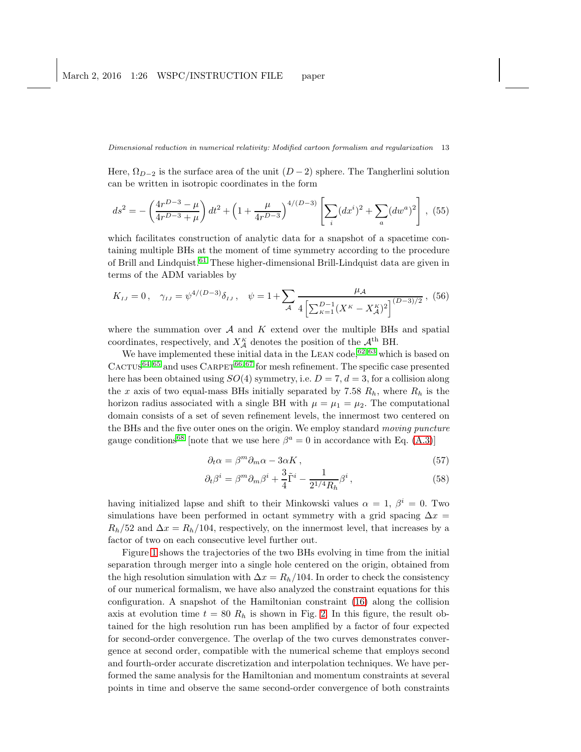Here, $\Omega_{D-2}$ is the surface area of the unit $(D-2)$ sphere. The Tangherlini solution can be written in isotropic coordinates in the form

$$ds^2 = -\left(\frac{4r^{D-3}-\mu}{4r^{D-3}+\mu}\right)dt^2 + \left(1+\frac{\mu}{4r^{D-3}}\right)^{4/(D-3)}\left[\sum_i (dx^i)^2 + \sum_a (dw^a)^2\right], \quad (55)$$

which facilitates construction of analytic data for a snapshot of a spacetime containing multiple BHs at the moment of time symmetry according to the procedure of Brill and Lindquist.[61] These higher-dimensional Brill-Lindquist data are given in terms of the ADM variables by

$$K_{IJ} = 0, \quad \gamma_{IJ} = \psi^{4/(D-3)}\delta_{IJ}, \quad \psi = 1 + \sum_{\mathcal{A}} \frac{\mu_{\mathcal{A}}}{4\left[\sum_{K=1}^{D-1}(X^K - X^K_{\mathcal{A}})^2\right]^{(D-3)/2}}, \quad (56)$$

where the summation over $\mathcal{A}$ and $K$ extend over the multiple BHs and spatial coordinates, respectively, and $X^K_{\mathcal{A}}$ denotes the position of the $\mathcal{A}^{\text{th}}$ BH.

We have implemented these initial data in the LEAN code,[62,63] which is based on CACTUS[64,65] and uses CARPET[66,67] for mesh refinement. The specific case presented here has been obtained using $SO(4)$ symmetry, i.e. $D=7$, $d=3$, for a collision along the $x$ axis of two equal-mass BHs initially separated by $7.58\ R_h$, where $R_h$ is the horizon radius associated with a single BH with $\mu = \mu_1 = \mu_2$. The computational domain consists of a set of seven refinement levels, the innermost two centered on the BHs and the five outer ones on the origin. We employ standard *moving puncture* gauge conditions[68] [note that we use here $\beta^a = 0$ in accordance with Eq. (A.3)]

$$\partial_t \alpha = \beta^m \partial_m \alpha - 3\alpha K, \quad (57)$$

$$\partial_t \beta^i = \beta^m \partial_m \beta^i + \frac{3}{4}\tilde{\Gamma}^i - \frac{1}{2^{1/4}R_h}\beta^i, \quad (58)$$

having initialized lapse and shift to their Minkowski values $\alpha = 1$, $\beta^i = 0$. Two simulations have been performed in octant symmetry with a grid spacing $\Delta x = R_h/52$ and $\Delta x = R_h/104$, respectively, on the innermost level, that increases by a factor of two on each consecutive level further out.

Figure 1 shows the trajectories of the two BHs evolving in time from the initial separation through merger into a single hole centered on the origin, obtained from the high resolution simulation with $\Delta x = R_h/104$. In order to check the consistency of our numerical formalism, we have also analyzed the constraint equations for this configuration. A snapshot of the Hamiltonian constraint (16) along the collision axis at evolution time $t = 80\ R_h$ is shown in Fig. 2. In this figure, the result obtained for the high resolution run has been amplified by a factor of four expected for second-order convergence. The overlap of the two curves demonstrates convergence at second order, compatible with the numerical scheme that employs second and fourth-order accurate discretization and interpolation techniques. We have performed the same analysis for the Hamiltonian and momentum constraints at several points in time and observe the same second-order convergence of both constraints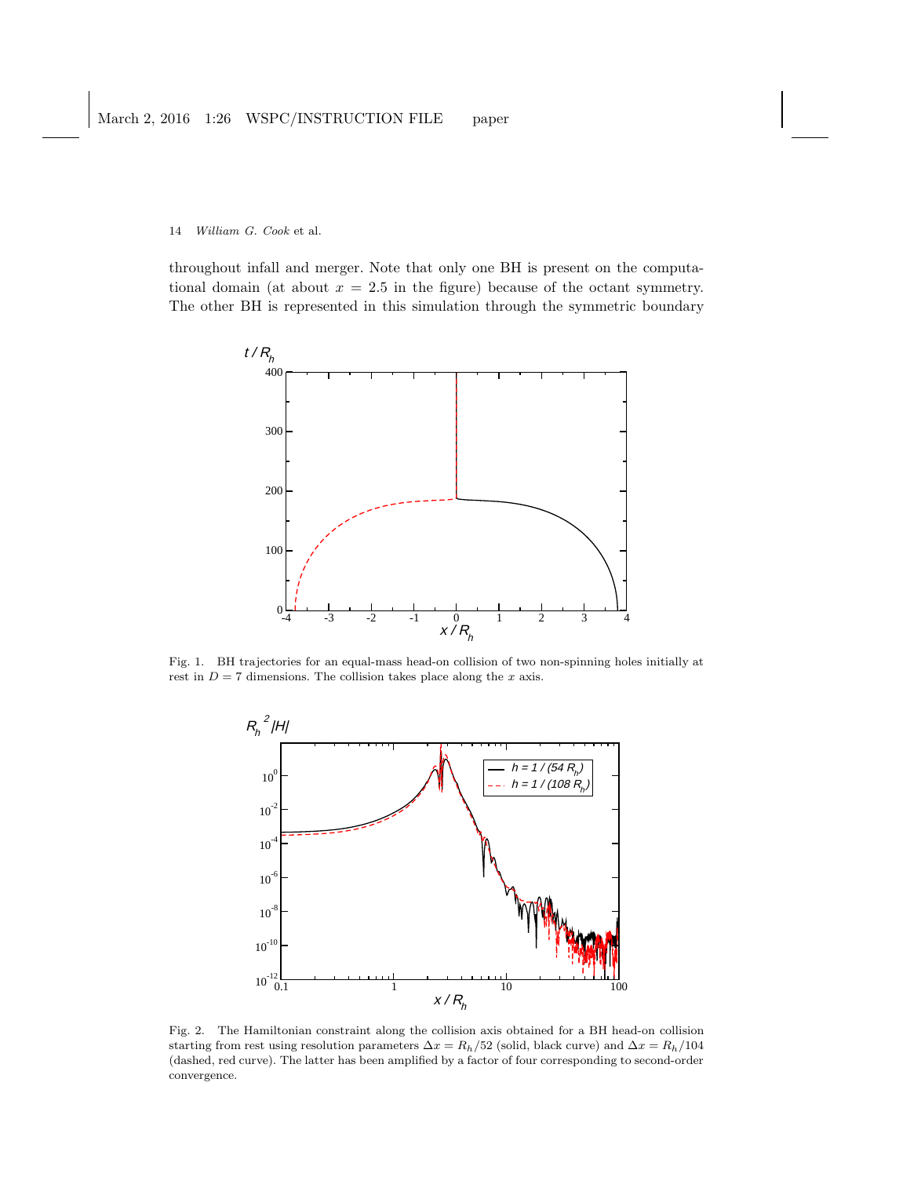throughout infall and merger. Note that only one BH is present on the computational domain (at about $x = 2.5$ in the figure) because of the octant symmetry. The other BH is represented in this simulation through the symmetric boundary

Fig. 1. BH trajectories for an equal-mass head-on collision of two non-spinning holes initially at rest in $D = 7$ dimensions. The collision takes place along the $x$ axis.

Fig. 2. The Hamiltonian constraint along the collision axis obtained for a BH head-on collision starting from rest using resolution parameters $\Delta x = R_h/52$ (solid, black curve) and $\Delta x = R_h/104$ (dashed, red curve). The latter has been amplified by a factor of four corresponding to second-order convergence.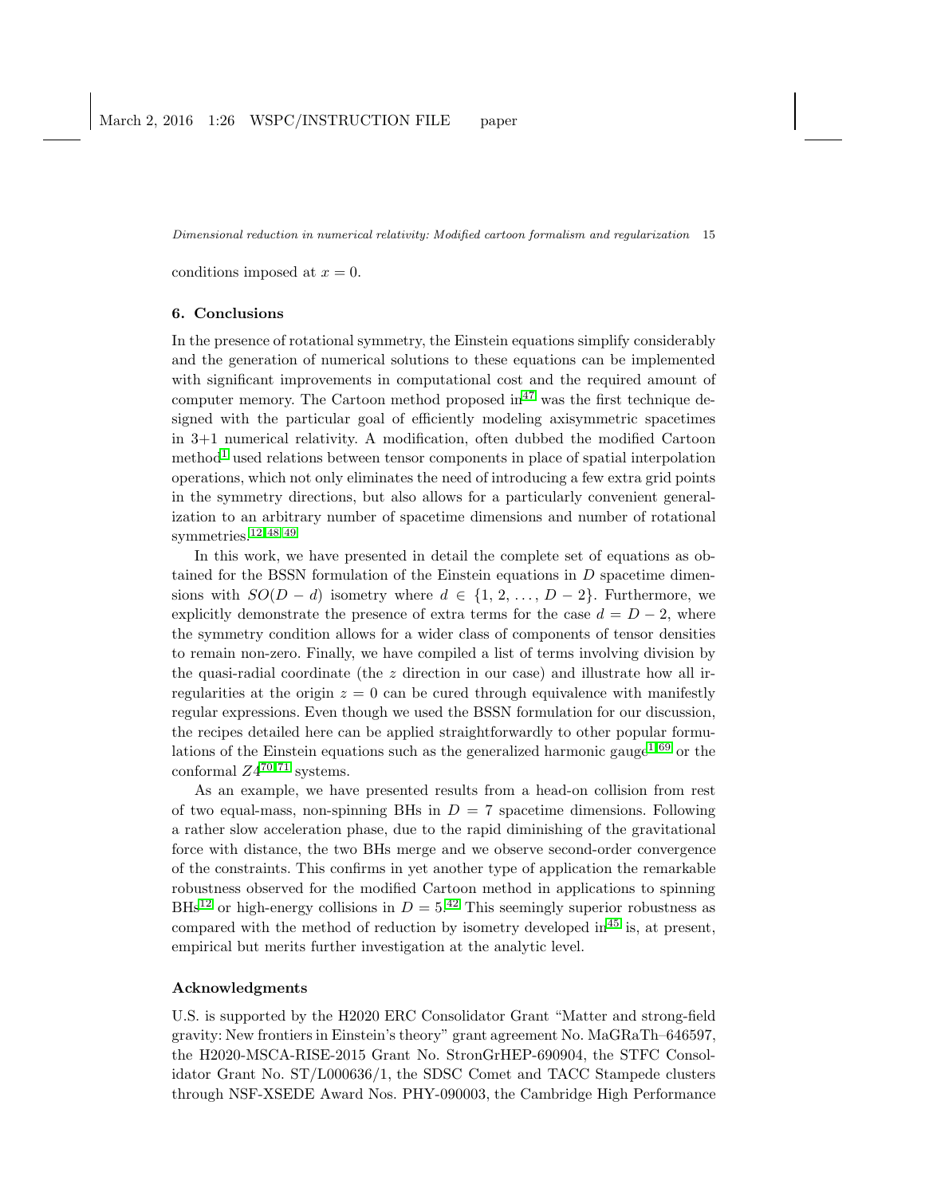conditions imposed at $x = 0$.

## 6. Conclusions

In the presence of rotational symmetry, the Einstein equations simplify considerably and the generation of numerical solutions to these equations can be implemented with significant improvements in computational cost and the required amount of computer memory. The Cartoon method proposed in[47] was the first technique designed with the particular goal of efficiently modeling axisymmetric spacetimes in 3+1 numerical relativity. A modification, often dubbed the modified Cartoon method[1] used relations between tensor components in place of spatial interpolation operations, which not only eliminates the need of introducing a few extra grid points in the symmetry directions, but also allows for a particularly convenient generalization to an arbitrary number of spacetime dimensions and number of rotational symmetries.[12,48,49]

In this work, we have presented in detail the complete set of equations as obtained for the BSSN formulation of the Einstein equations in $D$ spacetime dimensions with $SO(D-d)$ isometry where $d \in \{1, 2, \ldots, D-2\}$. Furthermore, we explicitly demonstrate the presence of extra terms for the case $d = D-2$, where the symmetry condition allows for a wider class of components of tensor densities to remain non-zero. Finally, we have compiled a list of terms involving division by the quasi-radial coordinate (the $z$ direction in our case) and illustrate how all irregularities at the origin $z = 0$ can be cured through equivalence with manifestly regular expressions. Even though we used the BSSN formulation for our discussion, the recipes detailed here can be applied straightforwardly to other popular formulations of the Einstein equations such as the generalized harmonic gauge[1,69] or the conformal $Z4$[70,71] systems.

As an example, we have presented results from a head-on collision from rest of two equal-mass, non-spinning BHs in $D = 7$ spacetime dimensions. Following a rather slow acceleration phase, due to the rapid diminishing of the gravitational force with distance, the two BHs merge and we observe second-order convergence of the constraints. This confirms in yet another type of application the remarkable robustness observed for the modified Cartoon method in applications to spinning BHs[12] or high-energy collisions in $D = 5$.[42] This seemingly superior robustness as compared with the method of reduction by isometry developed in[45] is, at present, empirical but merits further investigation at the analytic level.

## Acknowledgments

U.S. is supported by the H2020 ERC Consolidator Grant "Matter and strong-field gravity: New frontiers in Einstein's theory" grant agreement No. MaGRaTh–646597, the H2020-MSCA-RISE-2015 Grant No. StronGrHEP-690904, the STFC Consolidator Grant No. ST/L000636/1, the SDSC Comet and TACC Stampede clusters through NSF-XSEDE Award Nos. PHY-090003, the Cambridge High Performance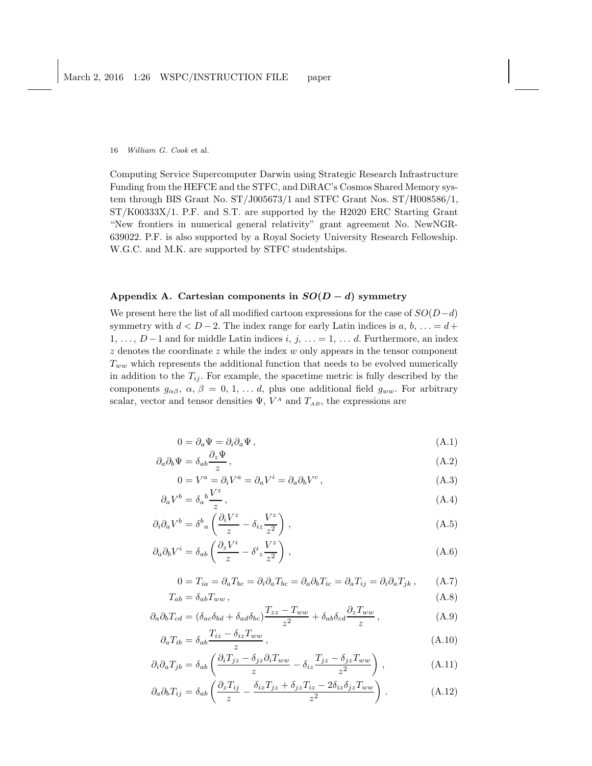Computing Service Supercomputer Darwin using Strategic Research Infrastructure Funding from the HEFCE and the STFC, and DiRAC's Cosmos Shared Memory system through BIS Grant No. ST/J005673/1 and STFC Grant Nos. ST/H008586/1, ST/K00333X/1. P.F. and S.T. are supported by the H2020 ERC Starting Grant "New frontiers in numerical general relativity" grant agreement No. NewNGR-639022. P.F. is also supported by a Royal Society University Research Fellowship. W.G.C. and M.K. are supported by STFC studentships.

## Appendix A. Cartesian components in $SO(D-d)$ symmetry

We present here the list of all modified cartoon expressions for the case of $SO(D-d)$ symmetry with $d < D-2$. The index range for early Latin indices is $a,\, b,\, \ldots = d+1,\, \ldots,\, D-1$ and for middle Latin indices $i,\, j,\, \ldots = 1,\, \ldots\, d$. Furthermore, an index $z$ denotes the coordinate $z$ while the index $w$ only appears in the tensor component $T_{ww}$ which represents the additional function that needs to be evolved numerically in addition to the $T_{ij}$. For example, the spacetime metric is fully described by the components $g_{\alpha\beta}$, $\alpha,\, \beta\, =\, 0,\, 1,\, \ldots\, d$, plus one additional field $g_{ww}$. For arbitrary scalar, vector and tensor densities $\Psi$, $V^A$ and $T_{AB}$, the expressions are

$$0 = \partial_a \Psi = \partial_i \partial_a \Psi\,, \tag{A.1}$$

$$\partial_a \partial_b \Psi = \delta_{ab} \frac{\partial_z \Psi}{z}\,, \tag{A.2}$$

$$0 = V^a = \partial_i V^a = \partial_a V^i = \partial_a \partial_b V^c\,, \tag{A.3}$$

$$\partial_a V^b = \delta_a{}^b \frac{V^z}{z}\,, \tag{A.4}$$

$$\partial_i \partial_a V^b = \delta^b{}_a \left( \frac{\partial_i V^z}{z} - \delta_{iz} \frac{V^z}{z^2} \right)\,, \tag{A.5}$$

$$\partial_a \partial_b V^i = \delta_{ab} \left( \frac{\partial_z V^i}{z} - \delta^i{}_z \frac{V^z}{z^2} \right)\,, \tag{A.6}$$

$$0 = T_{ia} = \partial_a T_{bc} = \partial_i \partial_a T_{bc} = \partial_a \partial_b T_{ic} = \partial_a T_{ij} = \partial_i \partial_a T_{jk}\,, \tag{A.7}$$

$$T_{ab} = \delta_{ab} T_{ww}\,, \tag{A.8}$$

$$\partial_a \partial_b T_{cd} = (\delta_{ac}\delta_{bd} + \delta_{ad}\delta_{bc}) \frac{T_{zz} - T_{ww}}{z^2} + \delta_{ab}\delta_{cd} \frac{\partial_z T_{ww}}{z}\,, \tag{A.9}$$

$$\partial_a T_{ib} = \delta_{ab} \frac{T_{iz} - \delta_{iz} T_{ww}}{z}\,, \tag{A.10}$$

$$\partial_i \partial_a T_{jb} = \delta_{ab} \left( \frac{\partial_i T_{jz} - \delta_{jz} \partial_i T_{ww}}{z} - \delta_{iz} \frac{T_{jz} - \delta_{jz} T_{ww}}{z^2} \right)\,, \tag{A.11}$$

$$\partial_a \partial_b T_{ij} = \delta_{ab} \left( \frac{\partial_z T_{ij}}{z} - \frac{\delta_{iz} T_{jz} + \delta_{jz} T_{iz} - 2\delta_{iz}\delta_{jz} T_{ww}}{z^2} \right)\,. \tag{A.12}$$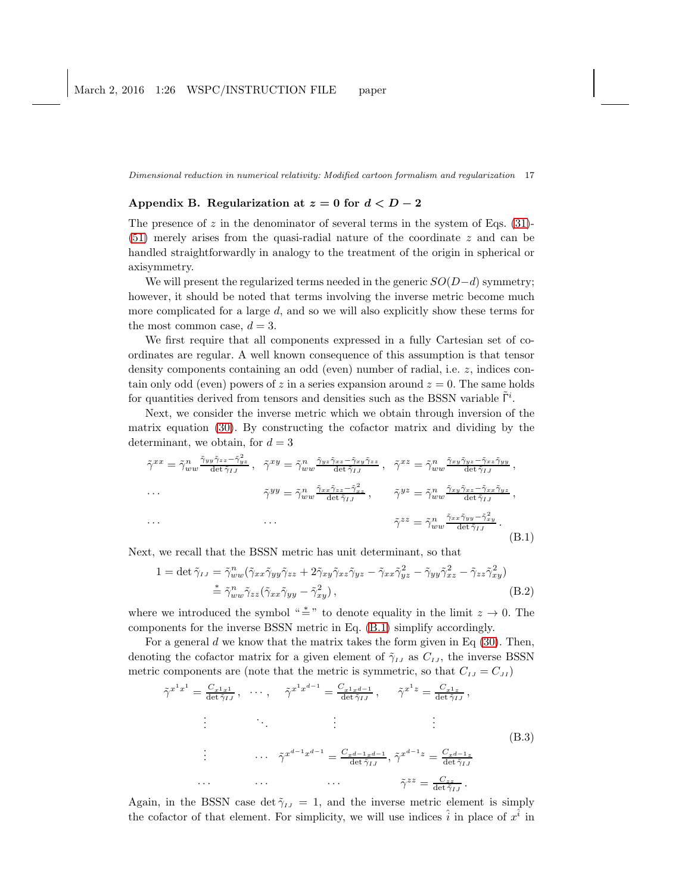## Appendix B. Regularization at $z = 0$ for $d < D - 2$

The presence of $z$ in the denominator of several terms in the system of Eqs. (31)-(51) merely arises from the quasi-radial nature of the coordinate $z$ and can be handled straightforwardly in analogy to the treatment of the origin in spherical or axisymmetry.

We will present the regularized terms needed in the generic $SO(D-d)$ symmetry; however, it should be noted that terms involving the inverse metric become much more complicated for a large $d$, and so we will also explicitly show these terms for the most common case, $d = 3$.

We first require that all components expressed in a fully Cartesian set of coordinates are regular. A well known consequence of this assumption is that tensor density components containing an odd (even) number of radial, i.e. $z$, indices contain only odd (even) powers of $z$ in a series expansion around $z = 0$. The same holds for quantities derived from tensors and densities such as the BSSN variable $\tilde{\Gamma}^i$.

Next, we consider the inverse metric which we obtain through inversion of the matrix equation (30). By constructing the cofactor matrix and dividing by the determinant, we obtain, for $d = 3$

$$
\begin{array}{lll}
\tilde{\gamma}^{xx} = \tilde{\gamma}^n_{ww} \frac{\tilde{\gamma}_{yy}\tilde{\gamma}_{zz} - \tilde{\gamma}^2_{yz}}{\det \tilde{\gamma}_{IJ}}\,, & \tilde{\gamma}^{xy} = \tilde{\gamma}^n_{ww} \frac{\tilde{\gamma}_{yz}\tilde{\gamma}_{xz} - \tilde{\gamma}_{xy}\tilde{\gamma}_{zz}}{\det \tilde{\gamma}_{IJ}}\,, & \tilde{\gamma}^{xz} = \tilde{\gamma}^n_{ww} \frac{\tilde{\gamma}_{xy}\tilde{\gamma}_{yz} - \tilde{\gamma}_{xz}\tilde{\gamma}_{yy}}{\det \tilde{\gamma}_{IJ}}\,, \\
\dots & \tilde{\gamma}^{yy} = \tilde{\gamma}^n_{ww} \frac{\tilde{\gamma}_{xx}\tilde{\gamma}_{zz} - \tilde{\gamma}^2_{xz}}{\det \tilde{\gamma}_{IJ}}\,, & \tilde{\gamma}^{yz} = \tilde{\gamma}^n_{ww} \frac{\tilde{\gamma}_{xy}\tilde{\gamma}_{xz} - \tilde{\gamma}_{xx}\tilde{\gamma}_{yz}}{\det \tilde{\gamma}_{IJ}}\,, \\
\dots & \dots & \tilde{\gamma}^{zz} = \tilde{\gamma}^n_{ww} \frac{\tilde{\gamma}_{xx}\tilde{\gamma}_{yy} - \tilde{\gamma}^2_{xy}}{\det \tilde{\gamma}_{IJ}}\,.
\end{array}
\tag{B.1}
$$

Next, we recall that the BSSN metric has unit determinant, so that

$$
\begin{aligned}
1 = \det \tilde{\gamma}_{IJ} &= \tilde{\gamma}^n_{ww}(\tilde{\gamma}_{xx}\tilde{\gamma}_{yy}\tilde{\gamma}_{zz} + 2\tilde{\gamma}_{xy}\tilde{\gamma}_{xz}\tilde{\gamma}_{yz} - \tilde{\gamma}_{xx}\tilde{\gamma}^2_{yz} - \tilde{\gamma}_{yy}\tilde{\gamma}^2_{xz} - \tilde{\gamma}_{zz}\tilde{\gamma}^2_{xy}) \\
&\stackrel{*}{=} \tilde{\gamma}^n_{ww}\tilde{\gamma}_{zz}(\tilde{\gamma}_{xx}\tilde{\gamma}_{yy} - \tilde{\gamma}^2_{xy})\,,
\end{aligned}
\tag{B.2}
$$

where we introduced the symbol "$\stackrel{*}{=}$" to denote equality in the limit $z \to 0$. The components for the inverse BSSN metric in Eq. (B.1) simplify accordingly.

For a general $d$ we know that the matrix takes the form given in Eq (30). Then, denoting the cofactor matrix for a given element of $\tilde{\gamma}_{IJ}$ as $C_{IJ}$, the inverse BSSN metric components are (note that the metric is symmetric, so that $C_{IJ} = C_{JI}$)

$$
\begin{array}{llll}
\tilde{\gamma}^{x^1x^1} = \frac{C_{x^1x^1}}{\det \tilde{\gamma}_{IJ}}\,, & \dots, & \tilde{\gamma}^{x^1x^{d-1}} = \frac{C_{x^1x^{d-1}}}{\det \tilde{\gamma}_{IJ}}\,, & \tilde{\gamma}^{x^1z} = \frac{C_{x^1z}}{\det \tilde{\gamma}_{IJ}}\,, \\
\vdots & \ddots & \vdots & \vdots \\
\vdots & \dots & \tilde{\gamma}^{x^{d-1}x^{d-1}} = \frac{C_{x^{d-1}x^{d-1}}}{\det \tilde{\gamma}_{IJ}}, & \tilde{\gamma}^{x^{d-1}z} = \frac{C_{x^{d-1}z}}{\det \tilde{\gamma}_{IJ}} \\
\dots & \dots & \dots & \tilde{\gamma}^{zz} = \frac{C_{zz}}{\det \tilde{\gamma}_{IJ}}\,.
\end{array}
\tag{B.3}
$$

Again, in the BSSN case $\det \tilde{\gamma}_{IJ} = 1$, and the inverse metric element is simply the cofactor of that element. For simplicity, we will use indices $\hat{i}$ in place of $x^{\hat{i}}$ in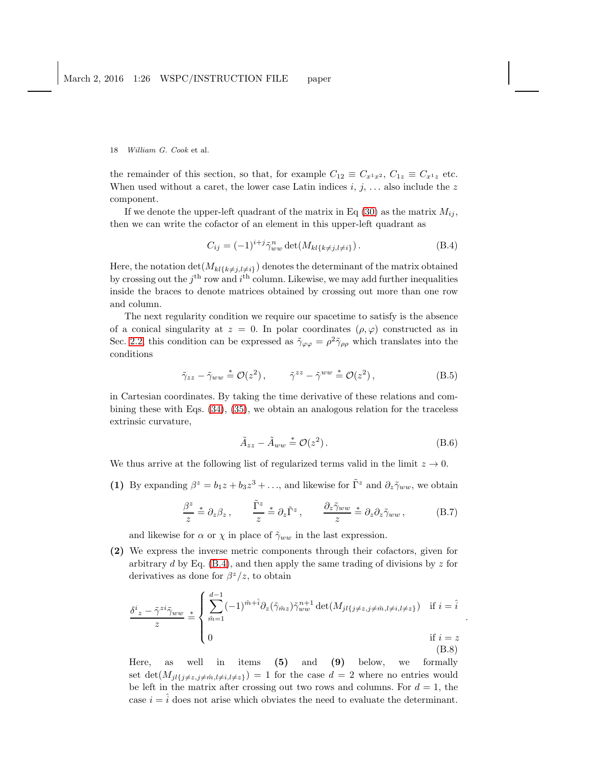the remainder of this section, so that, for example $C_{12} \equiv C_{x^1x^2}$, $C_{1z} \equiv C_{x^1z}$ etc. When used without a caret, the lower case Latin indices $i$, $j$, ... also include the $z$ component.

If we denote the upper-left quadrant of the matrix in Eq (30) as the matrix $M_{ij}$, then we can write the cofactor of an element in this upper-left quadrant as

$$C_{ij} = (-1)^{i+j}\tilde{\gamma}^n_{ww}\det(M_{kl\{k\neq j, l\neq i\}})\,. \tag{B.4}$$

Here, the notation $\det(M_{kl\{k\neq j, l\neq i\}})$ denotes the determinant of the matrix obtained by crossing out the $j^{\text{th}}$ row and $i^{\text{th}}$ column. Likewise, we may add further inequalities inside the braces to denote matrices obtained by crossing out more than one row and column.

The next regularity condition we require our spacetime to satisfy is the absence of a conical singularity at $z = 0$. In polar coordinates $(\rho, \varphi)$ constructed as in Sec. 2.2, this condition can be expressed as $\tilde{\gamma}_{\varphi\varphi} = \rho^2\tilde{\gamma}_{\rho\rho}$ which translates into the conditions

$$\tilde{\gamma}_{zz} - \tilde{\gamma}_{ww} \stackrel{*}{=} \mathcal{O}(z^2)\,, \qquad \tilde{\gamma}^{zz} - \tilde{\gamma}^{ww} \stackrel{*}{=} \mathcal{O}(z^2)\,, \tag{B.5}$$

in Cartesian coordinates. By taking the time derivative of these relations and combining these with Eqs. (34), (35), we obtain an analogous relation for the traceless extrinsic curvature,

$$\tilde{A}_{zz} - \tilde{A}_{ww} \stackrel{*}{=} \mathcal{O}(z^2)\,. \tag{B.6}$$

We thus arrive at the following list of regularized terms valid in the limit $z \to 0$.

**(1)** By expanding $\beta^z = b_1 z + b_3 z^3 + \ldots$, and likewise for $\tilde{\Gamma}^z$ and $\partial_z\tilde{\gamma}_{ww}$, we obtain

$$\frac{\beta^z}{z} \stackrel{*}{=} \partial_z\beta_z\,, \qquad \frac{\tilde{\Gamma}^z}{z} \stackrel{*}{=} \partial_z\tilde{\Gamma}^z\,, \qquad \frac{\partial_z\tilde{\gamma}_{ww}}{z} \stackrel{*}{=} \partial_z\partial_z\tilde{\gamma}_{ww}\,, \tag{B.7}$$

and likewise for $\alpha$ or $\chi$ in place of $\tilde{\gamma}_{ww}$ in the last expression.

**(2)** We express the inverse metric components through their cofactors, given for arbitrary $d$ by Eq. (B.4), and then apply the same trading of divisions by $z$ for derivatives as done for $\beta^z/z$, to obtain

$$\frac{\delta^i{}_z - \tilde{\gamma}^{zi}\tilde{\gamma}_{ww}}{z} \stackrel{*}{=} \begin{cases} \displaystyle\sum_{\hat{m}=1}^{d-1} (-1)^{\hat{m}+\hat{i}}\partial_z(\tilde{\gamma}_{\hat{m}z})\tilde{\gamma}^{n+1}_{ww}\det(M_{jl\{j\neq z, j\neq\hat{m}, l\neq i, l\neq z\}}) & \text{if } i = \hat{i} \\ 0 & \text{if } i = z \end{cases}\,. \tag{B.8}$$

Here, as well in items **(5)** and **(9)** below, we formally set $\det(M_{jl\{j\neq z, j\neq\hat{m}, l\neq i, l\neq z\}}) = 1$ for the case $d = 2$ where no entries would be left in the matrix after crossing out two rows and columns. For $d = 1$, the case $i = \hat{i}$ does not arise which obviates the need to evaluate the determinant.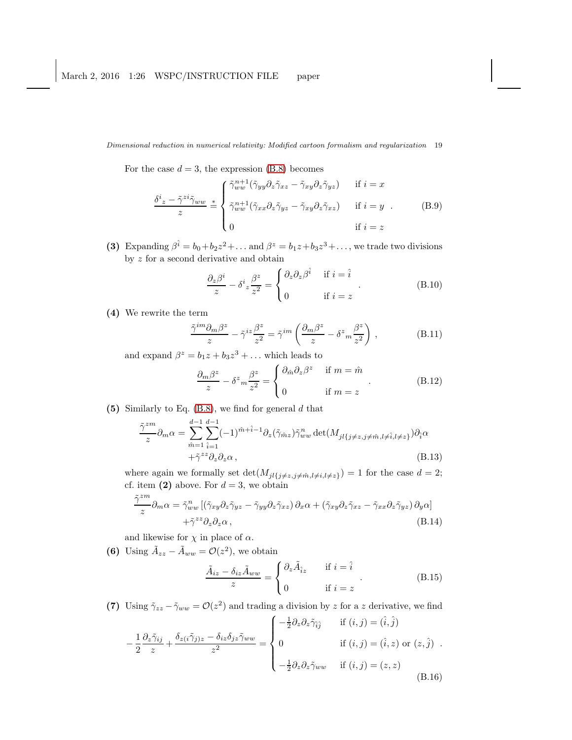For the case $d = 3$, the expression (B.8) becomes

$$\frac{\delta^i{}_z - \tilde{\gamma}^{zi}\tilde{\gamma}_{ww}}{z} \overset{*}{=} \begin{cases} \tilde{\gamma}_{ww}^{n+1}(\tilde{\gamma}_{yy}\partial_z\tilde{\gamma}_{xz} - \tilde{\gamma}_{xy}\partial_z\tilde{\gamma}_{yz}) & \text{if } i = x \\ \tilde{\gamma}_{ww}^{n+1}(\tilde{\gamma}_{xx}\partial_z\tilde{\gamma}_{yz} - \tilde{\gamma}_{xy}\partial_z\tilde{\gamma}_{xz}) & \text{if } i = y \\ 0 & \text{if } i = z \end{cases} . \tag{B.9}$$

**(3)** Expanding $\beta^{\hat{i}} = b_0 + b_2 z^2 + \ldots$ and $\beta^z = b_1 z + b_3 z^3 + \ldots$, we trade two divisions by $z$ for a second derivative and obtain

$$\frac{\partial_z \beta^i}{z} - \delta^i{}_z \frac{\beta^z}{z^2} = \begin{cases} \partial_z\partial_z\beta^{\hat{i}} & \text{if } i = \hat{i} \\ 0 & \text{if } i = z \end{cases} . \tag{B.10}$$

**(4)** We rewrite the term

$$\frac{\tilde{\gamma}^{im}\partial_m\beta^z}{z} - \tilde{\gamma}^{iz}\frac{\beta^z}{z^2} = \tilde{\gamma}^{im}\left(\frac{\partial_m\beta^z}{z} - \delta^z{}_m\frac{\beta^z}{z^2}\right) , \tag{B.11}$$

and expand $\beta^z = b_1 z + b_3 z^3 + \ldots$ which leads to

$$\frac{\partial_m\beta^z}{z} - \delta^z{}_m\frac{\beta^z}{z^2} = \begin{cases} \partial_{\hat{m}}\partial_z\beta^z & \text{if } m = \hat{m} \\ 0 & \text{if } m = z \end{cases} . \tag{B.12}$$

**(5)** Similarly to Eq. (B.8), we find for general $d$ that

$$\begin{aligned} \frac{\tilde{\gamma}^{zm}}{z}\partial_m\alpha = \sum_{\hat{m}=1}^{d-1}\sum_{\hat{i}=1}^{d-1}(-1)^{\hat{m}+\hat{i}-1}\partial_z(\tilde{\gamma}_{\hat{m}z})\tilde{\gamma}_{ww}^n \det(M_{jl\{j\neq z, j\neq \hat{m}, l\neq \hat{i}, l\neq z\}})\partial_{\hat{i}}\alpha \\ + \tilde{\gamma}^{zz}\partial_z\partial_z\alpha \,, \end{aligned} \tag{B.13}$$

where again we formally set $\det(M_{jl\{j\neq z, j\neq \hat{m}, l\neq i, l\neq z\}}) = 1$ for the case $d = 2$; cf. item **(2)** above. For $d = 3$, we obtain

$$\begin{aligned} \frac{\tilde{\gamma}^{zm}}{z}\partial_m\alpha = \tilde{\gamma}_{ww}^n\left[(\tilde{\gamma}_{xy}\partial_z\tilde{\gamma}_{yz} - \tilde{\gamma}_{yy}\partial_z\tilde{\gamma}_{xz})\,\partial_x\alpha + (\tilde{\gamma}_{xy}\partial_z\tilde{\gamma}_{xz} - \tilde{\gamma}_{xx}\partial_z\tilde{\gamma}_{yz})\,\partial_y\alpha\right] \\ + \tilde{\gamma}^{zz}\partial_z\partial_z\alpha \,, \end{aligned} \tag{B.14}$$

and likewise for $\chi$ in place of $\alpha$.

**(6)** Using $\tilde{A}_{zz} - \tilde{A}_{ww} = \mathcal{O}(z^2)$, we obtain

$$\frac{\tilde{A}_{iz} - \delta_{iz}\tilde{A}_{ww}}{z} = \begin{cases} \partial_z\tilde{A}_{\hat{i}z} & \text{if } i = \hat{i} \\ 0 & \text{if } i = z \end{cases} . \tag{B.15}$$

**(7)** Using $\tilde{\gamma}_{zz} - \tilde{\gamma}_{ww} = \mathcal{O}(z^2)$ and trading a division by $z$ for a $z$ derivative, we find

$$-\frac{1}{2}\frac{\partial_z\tilde{\gamma}_{ij}}{z} + \frac{\delta_{z(i}\tilde{\gamma}_{j)z} - \delta_{iz}\delta_{jz}\tilde{\gamma}_{ww}}{z^2} = \begin{cases} -\frac{1}{2}\partial_z\partial_z\tilde{\gamma}_{\hat{i}\hat{j}} & \text{if } (i,j) = (\hat{i},\hat{j}) \\ 0 & \text{if } (i,j) = (\hat{i},z) \text{ or } (z,\hat{j}) \\ -\frac{1}{2}\partial_z\partial_z\tilde{\gamma}_{ww} & \text{if } (i,j) = (z,z) \end{cases} . \tag{B.16}$$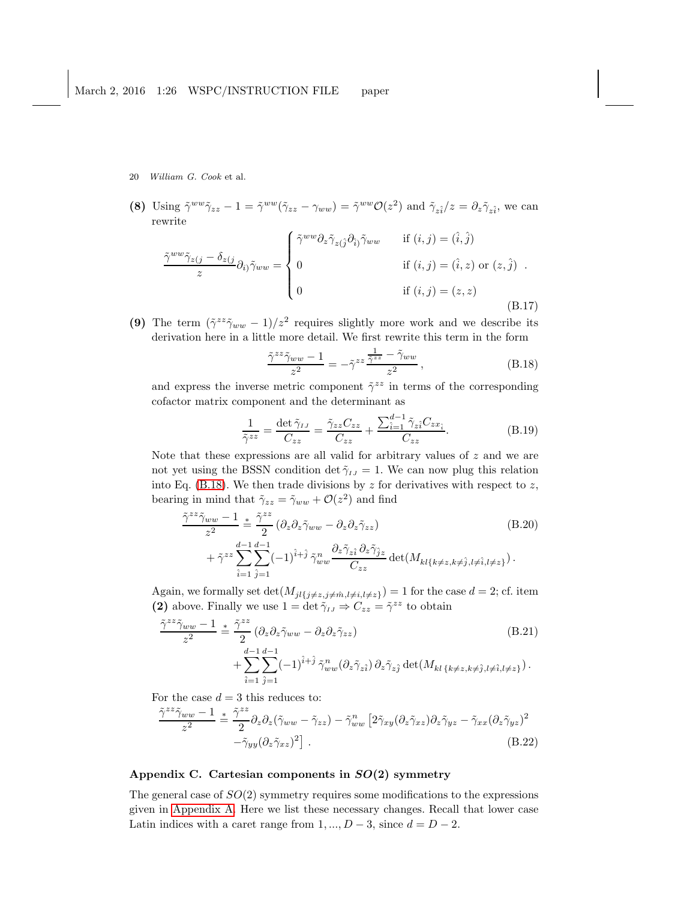**(8)** Using $\tilde{\gamma}^{ww}\tilde{\gamma}_{zz} - 1 = \tilde{\gamma}^{ww}(\tilde{\gamma}_{zz} - \gamma_{ww}) = \tilde{\gamma}^{ww}\mathcal{O}(z^2)$ and $\tilde{\gamma}_{z\hat{i}}/z = \partial_z\tilde{\gamma}_{z\hat{i}}$, we can rewrite

$$
\frac{\tilde{\gamma}^{ww}\tilde{\gamma}_{z(j} - \delta_{z(j}}{z}\partial_{i)}\tilde{\gamma}_{ww} = \begin{cases} \tilde{\gamma}^{ww}\partial_z\tilde{\gamma}_{z(\hat{j}}\partial_{\hat{i})}\tilde{\gamma}_{ww} & \text{if } (i,j) = (\hat{i},\hat{j}) \\ 0 & \text{if } (i,j) = (\hat{i},z) \text{ or } (z,\hat{j}) \\ 0 & \text{if } (i,j) = (z,z) \end{cases} . \tag{B.17}
$$

**(9)** The term $(\tilde{\gamma}^{zz}\tilde{\gamma}_{ww} - 1)/z^2$ requires slightly more work and we describe its derivation here in a little more detail. We first rewrite this term in the form

$$
\frac{\tilde{\gamma}^{zz}\tilde{\gamma}_{ww} - 1}{z^2} = -\tilde{\gamma}^{zz}\frac{\frac{1}{\tilde{\gamma}^{zz}} - \tilde{\gamma}_{ww}}{z^2}, \tag{B.18}
$$

and express the inverse metric component $\tilde{\gamma}^{zz}$ in terms of the corresponding cofactor matrix component and the determinant as

$$
\frac{1}{\tilde{\gamma}^{zz}} = \frac{\det\tilde{\gamma}_{IJ}}{C_{zz}} = \frac{\tilde{\gamma}_{zz}C_{zz}}{C_{zz}} + \frac{\sum_{\hat{i}=1}^{d-1}\tilde{\gamma}_{z\hat{i}}C_{zx_{\hat{i}}}}{C_{zz}}. \tag{B.19}
$$

Note that these expressions are all valid for arbitrary values of $z$ and we are not yet using the BSSN condition $\det\tilde{\gamma}_{IJ} = 1$. We can now plug this relation into Eq. (B.18). We then trade divisions by $z$ for derivatives with respect to $z$, bearing in mind that $\tilde{\gamma}_{zz} = \tilde{\gamma}_{ww} + \mathcal{O}(z^2)$ and find

$$
\begin{aligned}
\frac{\tilde{\gamma}^{zz}\tilde{\gamma}_{ww} - 1}{z^2} &\stackrel{*}{=} \frac{\tilde{\gamma}^{zz}}{2}\left(\partial_z\partial_z\tilde{\gamma}_{ww} - \partial_z\partial_z\tilde{\gamma}_{zz}\right) \\
&+ \tilde{\gamma}^{zz}\sum_{\hat{i}=1}^{d-1}\sum_{\hat{j}=1}^{d-1}(-1)^{\hat{i}+\hat{j}}\,\tilde{\gamma}_{ww}^{n}\frac{\partial_z\tilde{\gamma}_{z\hat{i}}\,\partial_z\tilde{\gamma}_{\hat{j}z}}{C_{zz}}\det(M_{kl\{k\neq z,k\neq\hat{j},l\neq\hat{i},l\neq z\}})\,.
\end{aligned} \tag{B.20}
$$

Again, we formally set $\det(M_{jl\{j\neq z,j\neq\hat{m},l\neq i,l\neq z\}}) = 1$ for the case $d = 2$; cf. item **(2)** above. Finally we use $1 = \det\tilde{\gamma}_{IJ} \Rightarrow C_{zz} = \tilde{\gamma}^{zz}$ to obtain

$$
\begin{aligned}
\frac{\tilde{\gamma}^{zz}\tilde{\gamma}_{ww} - 1}{z^2} &\stackrel{*}{=} \frac{\tilde{\gamma}^{zz}}{2}\left(\partial_z\partial_z\tilde{\gamma}_{ww} - \partial_z\partial_z\tilde{\gamma}_{zz}\right) \\
&+ \sum_{\hat{i}=1}^{d-1}\sum_{\hat{j}=1}^{d-1}(-1)^{\hat{i}+\hat{j}}\,\tilde{\gamma}_{ww}^{n}(\partial_z\tilde{\gamma}_{z\hat{i}})\,\partial_z\tilde{\gamma}_{z\hat{j}}\det(M_{kl\,\{k\neq z,k\neq\hat{j},l\neq\hat{i},l\neq z\}})\,.
\end{aligned} \tag{B.21}
$$

For the case $d = 3$ this reduces to:

$$
\begin{aligned}
\frac{\tilde{\gamma}^{zz}\tilde{\gamma}_{ww} - 1}{z^2} &\stackrel{*}{=} \frac{\tilde{\gamma}^{zz}}{2}\partial_z\partial_z(\tilde{\gamma}_{ww} - \tilde{\gamma}_{zz}) - \tilde{\gamma}_{ww}^{n}\left[2\tilde{\gamma}_{xy}(\partial_z\tilde{\gamma}_{xz})\partial_z\tilde{\gamma}_{yz} - \tilde{\gamma}_{xx}(\partial_z\tilde{\gamma}_{yz})^2\right. \\
&\left.-\tilde{\gamma}_{yy}(\partial_z\tilde{\gamma}_{xz})^2\right]\,.
\end{aligned} \tag{B.22}
$$

## Appendix C. Cartesian components in $SO(2)$ symmetry

The general case of $SO(2)$ symmetry requires some modifications to the expressions given in Appendix A. Here we list these necessary changes. Recall that lower case Latin indices with a caret range from $1, ..., D-3$, since $d = D-2$.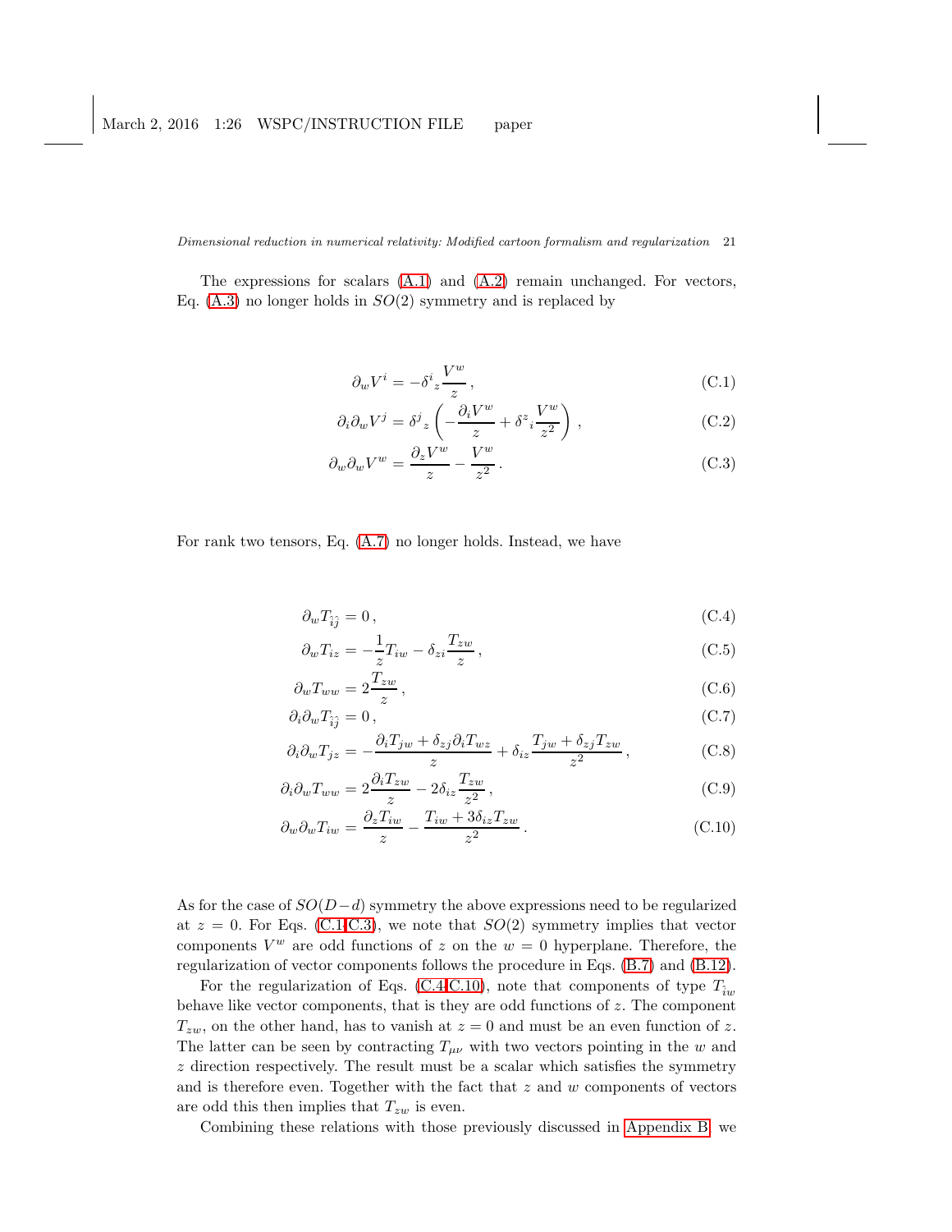The expressions for scalars (A.1) and (A.2) remain unchanged. For vectors, Eq. (A.3) no longer holds in $SO(2)$ symmetry and is replaced by

$$\partial_w V^i = -\delta^i{}_z \frac{V^w}{z}\,, \tag{C.1}$$

$$\partial_i \partial_w V^j = \delta^j{}_z \left( -\frac{\partial_i V^w}{z} + \delta^z{}_i \frac{V^w}{z^2} \right)\,, \tag{C.2}$$

$$\partial_w \partial_w V^w = \frac{\partial_z V^w}{z} - \frac{V^w}{z^2}\,. \tag{C.3}$$

For rank two tensors, Eq. (A.7) no longer holds. Instead, we have

$$\partial_w T_{\hat{i}\hat{j}} = 0\,, \tag{C.4}$$

$$\partial_w T_{iz} = -\frac{1}{z} T_{iw} - \delta_{zi} \frac{T_{zw}}{z}\,, \tag{C.5}$$

$$\partial_w T_{ww} = 2\frac{T_{zw}}{z}\,, \tag{C.6}$$

$$\partial_i \partial_w T_{\hat{i}\hat{j}} = 0\,, \tag{C.7}$$

$$\partial_i \partial_w T_{jz} = -\frac{\partial_i T_{jw} + \delta_{zj} \partial_i T_{wz}}{z} + \delta_{iz} \frac{T_{jw} + \delta_{zj} T_{zw}}{z^2}\,, \tag{C.8}$$

$$\partial_i \partial_w T_{ww} = 2\frac{\partial_i T_{zw}}{z} - 2\delta_{iz} \frac{T_{zw}}{z^2}\,, \tag{C.9}$$

$$\partial_w \partial_w T_{iw} = \frac{\partial_z T_{iw}}{z} - \frac{T_{iw} + 3\delta_{iz} T_{zw}}{z^2}\,. \tag{C.10}$$

As for the case of $SO(D-d)$ symmetry the above expressions need to be regularized at $z = 0$. For Eqs. (C.1-C.3), we note that $SO(2)$ symmetry implies that vector components $V^w$ are odd functions of $z$ on the $w = 0$ hyperplane. Therefore, the regularization of vector components follows the procedure in Eqs. (B.7) and (B.12).

For the regularization of Eqs. (C.4-C.10), note that components of type $T_{\hat{i}w}$ behave like vector components, that is they are odd functions of $z$. The component $T_{zw}$, on the other hand, has to vanish at $z = 0$ and must be an even function of $z$. The latter can be seen by contracting $T_{\mu\nu}$ with two vectors pointing in the $w$ and $z$ direction respectively. The result must be a scalar which satisfies the symmetry and is therefore even. Together with the fact that $z$ and $w$ components of vectors are odd this then implies that $T_{zw}$ is even.

Combining these relations with those previously discussed in Appendix B, we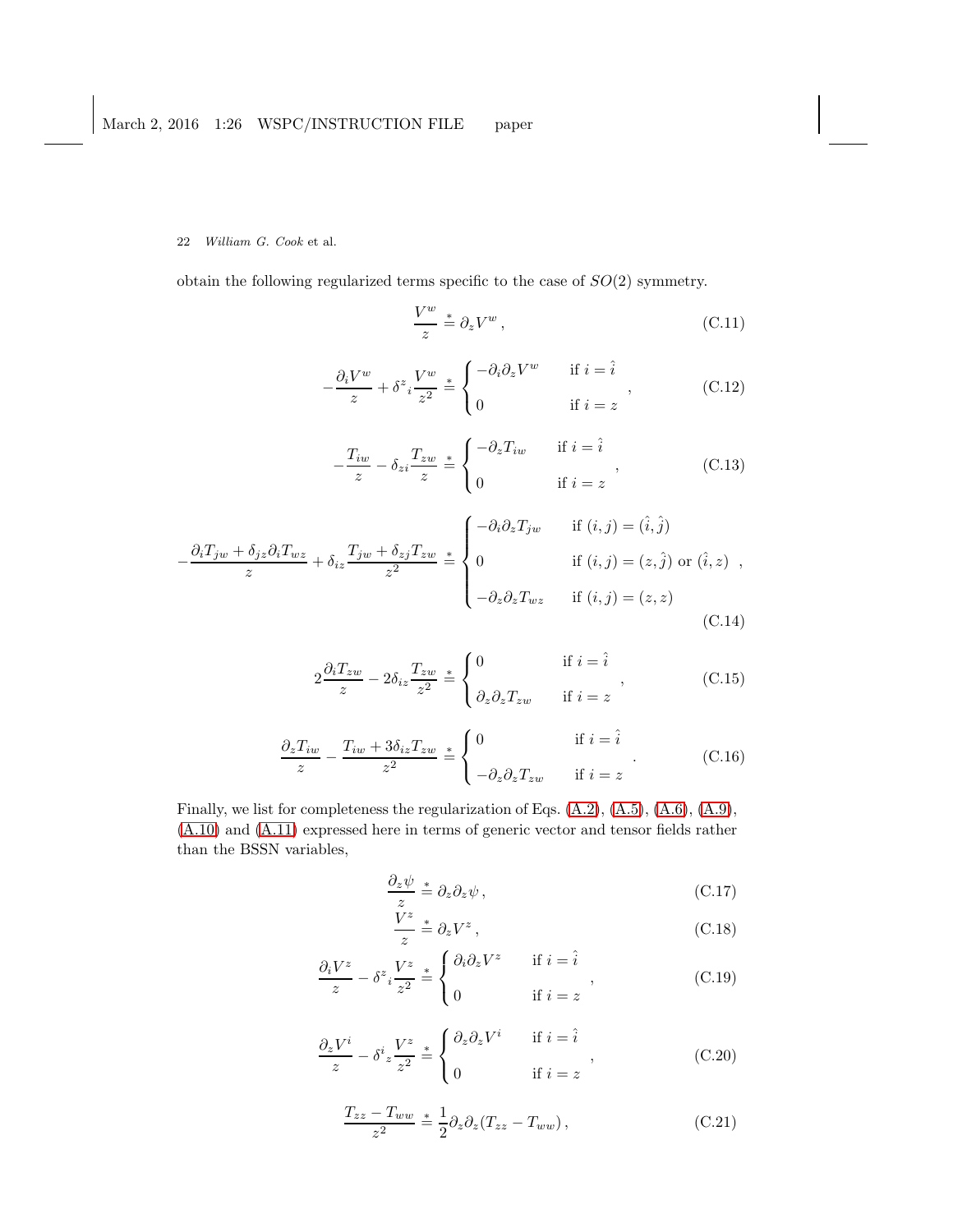obtain the following regularized terms specific to the case of $SO(2)$ symmetry.

$$\frac{V^w}{z} \stackrel{*}{=} \partial_z V^w \,, \tag{C.11}$$

$$-\frac{\partial_i V^w}{z} + \delta^z{}_i \frac{V^w}{z^2} \stackrel{*}{=} \begin{cases} -\partial_i \partial_z V^w & \text{if } i = \hat{\imath} \\ 0 & \text{if } i = z \end{cases} \,, \tag{C.12}$$

$$-\frac{T_{iw}}{z} - \delta_{zi} \frac{T_{zw}}{z} \stackrel{*}{=} \begin{cases} -\partial_z T_{iw} & \text{if } i = \hat{\imath} \\ 0 & \text{if } i = z \end{cases} \,, \tag{C.13}$$

$$-\frac{\partial_i T_{jw} + \delta_{jz} \partial_i T_{wz}}{z} + \delta_{iz} \frac{T_{jw} + \delta_{zj} T_{zw}}{z^2} \stackrel{*}{=} \begin{cases} -\partial_i \partial_z T_{jw} & \text{if } (i,j) = (\hat{\imath}, \hat{\jmath}) \\ 0 & \text{if } (i,j) = (z, \hat{\jmath}) \text{ or } (\hat{\imath}, z) \\ -\partial_z \partial_z T_{wz} & \text{if } (i,j) = (z,z) \end{cases} \,, \tag{C.14}$$

$$2\frac{\partial_i T_{zw}}{z} - 2\delta_{iz} \frac{T_{zw}}{z^2} \stackrel{*}{=} \begin{cases} 0 & \text{if } i = \hat{\imath} \\ \partial_z \partial_z T_{zw} & \text{if } i = z \end{cases} \,, \tag{C.15}$$

$$\frac{\partial_z T_{iw}}{z} - \frac{T_{iw} + 3\delta_{iz} T_{zw}}{z^2} \stackrel{*}{=} \begin{cases} 0 & \text{if } i = \hat{\imath} \\ -\partial_z \partial_z T_{zw} & \text{if } i = z \end{cases} \,. \tag{C.16}$$

Finally, we list for completeness the regularization of Eqs. (A.2), (A.5), (A.6), (A.9), (A.10) and (A.11) expressed here in terms of generic vector and tensor fields rather than the BSSN variables,

$$\frac{\partial_z \psi}{z} \stackrel{*}{=} \partial_z \partial_z \psi \,, \tag{C.17}$$

$$\frac{V^z}{z} \stackrel{*}{=} \partial_z V^z \,, \tag{C.18}$$

$$\frac{\partial_i V^z}{z} - \delta^z{}_i \frac{V^z}{z^2} \stackrel{*}{=} \begin{cases} \partial_i \partial_z V^z & \text{if } i = \hat{\imath} \\ 0 & \text{if } i = z \end{cases} \,, \tag{C.19}$$

$$\frac{\partial_z V^i}{z} - \delta^i{}_z \frac{V^z}{z^2} \stackrel{*}{=} \begin{cases} \partial_z \partial_z V^i & \text{if } i = \hat{\imath} \\ 0 & \text{if } i = z \end{cases} \,, \tag{C.20}$$

$$\frac{T_{zz} - T_{ww}}{z^2} \stackrel{*}{=} \frac{1}{2} \partial_z \partial_z (T_{zz} - T_{ww}) \,, \tag{C.21}$$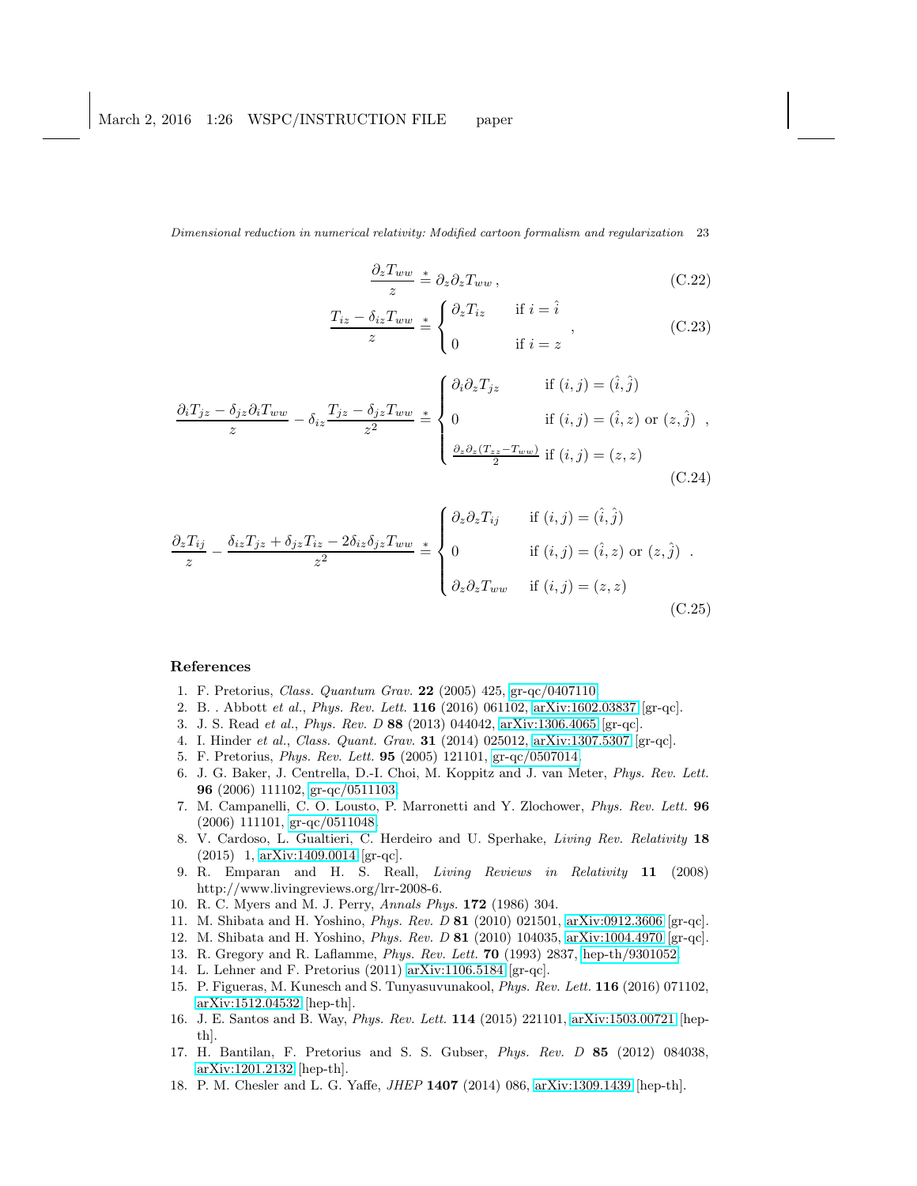$$\frac{\partial_z T_{ww}}{z} \stackrel{*}{=} \partial_z \partial_z T_{ww} \,, \tag{C.22}$$

$$\frac{T_{iz} - \delta_{iz} T_{ww}}{z} \stackrel{*}{=} \begin{cases} \partial_z T_{iz} & \text{if } i = \hat{i} \\ 0 & \text{if } i = z \end{cases} \,, \tag{C.23}$$

$$\frac{\partial_i T_{jz} - \delta_{jz} \partial_i T_{ww}}{z} - \delta_{iz} \frac{T_{jz} - \delta_{jz} T_{ww}}{z^2} \stackrel{*}{=} \begin{cases} \partial_i \partial_z T_{jz} & \text{if } (i,j) = (\hat{i}, \hat{j}) \\ 0 & \text{if } (i,j) = (\hat{i}, z) \text{ or } (z, \hat{j}) \\ \frac{\partial_z \partial_z (T_{zz} - T_{ww})}{2} & \text{if } (i,j) = (z,z) \end{cases} \,, \tag{C.24}$$

$$\frac{\partial_z T_{ij}}{z} - \frac{\delta_{iz} T_{jz} + \delta_{jz} T_{iz} - 2\delta_{iz}\delta_{jz} T_{ww}}{z^2} \stackrel{*}{=} \begin{cases} \partial_z \partial_z T_{ij} & \text{if } (i,j) = (\hat{i}, \hat{j}) \\ 0 & \text{if } (i,j) = (\hat{i}, z) \text{ or } (z, \hat{j}) \\ \partial_z \partial_z T_{ww} & \text{if } (i,j) = (z,z) \end{cases} \,. \tag{C.25}$$

## References

1. F. Pretorius, *Class. Quantum Grav.* **22** (2005) 425, gr-qc/0407110.
2. B. . Abbott *et al.*, *Phys. Rev. Lett.* **116** (2016) 061102, arXiv:1602.03837 [gr-qc].
3. J. S. Read *et al.*, *Phys. Rev. D* **88** (2013) 044042, arXiv:1306.4065 [gr-qc].
4. I. Hinder *et al.*, *Class. Quant. Grav.* **31** (2014) 025012, arXiv:1307.5307 [gr-qc].
5. F. Pretorius, *Phys. Rev. Lett.* **95** (2005) 121101, gr-qc/0507014.
6. J. G. Baker, J. Centrella, D.-I. Choi, M. Koppitz and J. van Meter, *Phys. Rev. Lett.* **96** (2006) 111102, gr-qc/0511103.
7. M. Campanelli, C. O. Lousto, P. Marronetti and Y. Zlochower, *Phys. Rev. Lett.* **96** (2006) 111101, gr-qc/0511048.
8. V. Cardoso, L. Gualtieri, C. Herdeiro and U. Sperhake, *Living Rev. Relativity* **18** (2015) 1, arXiv:1409.0014 [gr-qc].
9. R. Emparan and H. S. Reall, *Living Reviews in Relativity* **11** (2008) http://www.livingreviews.org/lrr-2008-6.
10. R. C. Myers and M. J. Perry, *Annals Phys.* **172** (1986) 304.
11. M. Shibata and H. Yoshino, *Phys. Rev. D* **81** (2010) 021501, arXiv:0912.3606 [gr-qc].
12. M. Shibata and H. Yoshino, *Phys. Rev. D* **81** (2010) 104035, arXiv:1004.4970 [gr-qc].
13. R. Gregory and R. Laflamme, *Phys. Rev. Lett.* **70** (1993) 2837, hep-th/9301052.
14. L. Lehner and F. Pretorius (2011) arXiv:1106.5184 [gr-qc].
15. P. Figueras, M. Kunesch and S. Tunyasuvunakool, *Phys. Rev. Lett.* **116** (2016) 071102, arXiv:1512.04532 [hep-th].
16. J. E. Santos and B. Way, *Phys. Rev. Lett.* **114** (2015) 221101, arXiv:1503.00721 [hep-th].
17. H. Bantilan, F. Pretorius and S. S. Gubser, *Phys. Rev. D* **85** (2012) 084038, arXiv:1201.2132 [hep-th].
18. P. M. Chesler and L. G. Yaffe, *JHEP* **1407** (2014) 086, arXiv:1309.1439 [hep-th].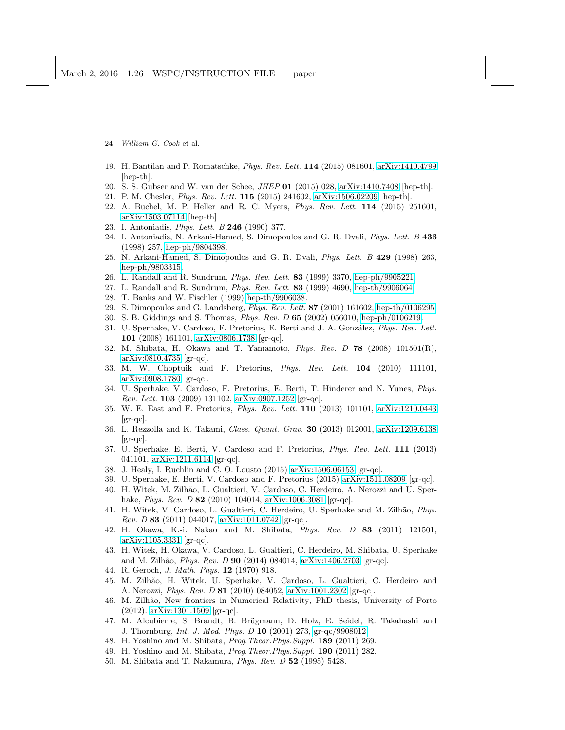19. H. Bantilan and P. Romatschke, *Phys. Rev. Lett.* **114** (2015) 081601, arXiv:1410.4799 [hep-th].
20. S. S. Gubser and W. van der Schee, *JHEP* **01** (2015) 028, arXiv:1410.7408 [hep-th].
21. P. M. Chesler, *Phys. Rev. Lett.* **115** (2015) 241602, arXiv:1506.02209 [hep-th].
22. A. Buchel, M. P. Heller and R. C. Myers, *Phys. Rev. Lett.* **114** (2015) 251601, arXiv:1503.07114 [hep-th].
23. I. Antoniadis, *Phys. Lett. B* **246** (1990) 377.
24. I. Antoniadis, N. Arkani-Hamed, S. Dimopoulos and G. R. Dvali, *Phys. Lett. B* **436** (1998) 257, hep-ph/9804398.
25. N. Arkani-Hamed, S. Dimopoulos and G. R. Dvali, *Phys. Lett. B* **429** (1998) 263, hep-ph/9803315.
26. L. Randall and R. Sundrum, *Phys. Rev. Lett.* **83** (1999) 3370, hep-ph/9905221.
27. L. Randall and R. Sundrum, *Phys. Rev. Lett.* **83** (1999) 4690, hep-th/9906064.
28. T. Banks and W. Fischler (1999) hep-th/9906038.
29. S. Dimopoulos and G. Landsberg, *Phys. Rev. Lett.* **87** (2001) 161602, hep-th/0106295.
30. S. B. Giddings and S. Thomas, *Phys. Rev. D* **65** (2002) 056010, hep-ph/0106219.
31. U. Sperhake, V. Cardoso, F. Pretorius, E. Berti and J. A. González, *Phys. Rev. Lett.* **101** (2008) 161101, arXiv:0806.1738 [gr-qc].
32. M. Shibata, H. Okawa and T. Yamamoto, *Phys. Rev. D* **78** (2008) 101501(R), arXiv:0810.4735 [gr-qc].
33. M. W. Choptuik and F. Pretorius, *Phys. Rev. Lett.* **104** (2010) 111101, arXiv:0908.1780 [gr-qc].
34. U. Sperhake, V. Cardoso, F. Pretorius, E. Berti, T. Hinderer and N. Yunes, *Phys. Rev. Lett.* **103** (2009) 131102, arXiv:0907.1252 [gr-qc].
35. W. E. East and F. Pretorius, *Phys. Rev. Lett.* **110** (2013) 101101, arXiv:1210.0443 [gr-qc].
36. L. Rezzolla and K. Takami, *Class. Quant. Grav.* **30** (2013) 012001, arXiv:1209.6138 [gr-qc].
37. U. Sperhake, E. Berti, V. Cardoso and F. Pretorius, *Phys. Rev. Lett.* **111** (2013) 041101, arXiv:1211.6114 [gr-qc].
38. J. Healy, I. Ruchlin and C. O. Lousto (2015) arXiv:1506.06153 [gr-qc].
39. U. Sperhake, E. Berti, V. Cardoso and F. Pretorius (2015) arXiv:1511.08209 [gr-qc].
40. H. Witek, M. Zilhão, L. Gualtieri, V. Cardoso, C. Herdeiro, A. Nerozzi and U. Sperhake, *Phys. Rev. D* **82** (2010) 104014, arXiv:1006.3081 [gr-qc].
41. H. Witek, V. Cardoso, L. Gualtieri, C. Herdeiro, U. Sperhake and M. Zilhão, *Phys. Rev. D* **83** (2011) 044017, arXiv:1011.0742 [gr-qc].
42. H. Okawa, K.-i. Nakao and M. Shibata, *Phys. Rev. D* **83** (2011) 121501, arXiv:1105.3331 [gr-qc].
43. H. Witek, H. Okawa, V. Cardoso, L. Gualtieri, C. Herdeiro, M. Shibata, U. Sperhake and M. Zilhão, *Phys. Rev. D* **90** (2014) 084014, arXiv:1406.2703 [gr-qc].
44. R. Geroch, *J. Math. Phys.* **12** (1970) 918.
45. M. Zilhão, H. Witek, U. Sperhake, V. Cardoso, L. Gualtieri, C. Herdeiro and A. Nerozzi, *Phys. Rev. D* **81** (2010) 084052, arXiv:1001.2302 [gr-qc].
46. M. Zilhão, New frontiers in Numerical Relativity, PhD thesis, University of Porto (2012). arXiv:1301.1509 [gr-qc].
47. M. Alcubierre, S. Brandt, B. Brügmann, D. Holz, E. Seidel, R. Takahashi and J. Thornburg, *Int. J. Mod. Phys. D* **10** (2001) 273, gr-qc/9908012.
48. H. Yoshino and M. Shibata, *Prog.Theor.Phys.Suppl.* **189** (2011) 269.
49. H. Yoshino and M. Shibata, *Prog.Theor.Phys.Suppl.* **190** (2011) 282.
50. M. Shibata and T. Nakamura, *Phys. Rev. D* **52** (1995) 5428.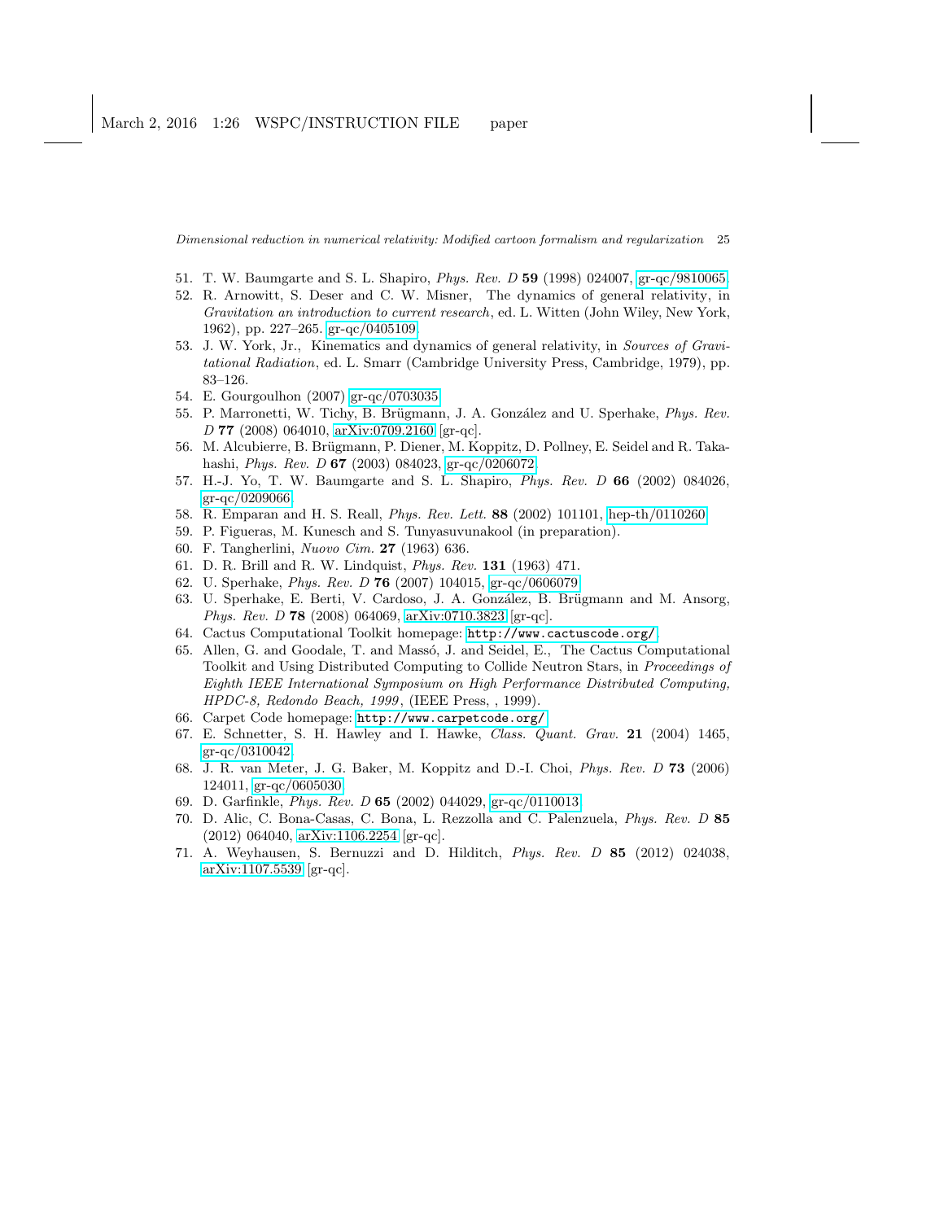51. T. W. Baumgarte and S. L. Shapiro, *Phys. Rev. D* **59** (1998) 024007, gr-qc/9810065.
52. R. Arnowitt, S. Deser and C. W. Misner, The dynamics of general relativity, in *Gravitation an introduction to current research*, ed. L. Witten (John Wiley, New York, 1962), pp. 227–265. gr-qc/0405109.
53. J. W. York, Jr., Kinematics and dynamics of general relativity, in *Sources of Gravitational Radiation*, ed. L. Smarr (Cambridge University Press, Cambridge, 1979), pp. 83–126.
54. E. Gourgoulhon (2007) gr-qc/0703035.
55. P. Marronetti, W. Tichy, B. Brügmann, J. A. González and U. Sperhake, *Phys. Rev. D* **77** (2008) 064010, arXiv:0709.2160 [gr-qc].
56. M. Alcubierre, B. Brügmann, P. Diener, M. Koppitz, D. Pollney, E. Seidel and R. Takahashi, *Phys. Rev. D* **67** (2003) 084023, gr-qc/0206072.
57. H.-J. Yo, T. W. Baumgarte and S. L. Shapiro, *Phys. Rev. D* **66** (2002) 084026, gr-qc/0209066.
58. R. Emparan and H. S. Reall, *Phys. Rev. Lett.* **88** (2002) 101101, hep-th/0110260.
59. P. Figueras, M. Kunesch and S. Tunyasuvunakool (in preparation).
60. F. Tangherlini, *Nuovo Cim.* **27** (1963) 636.
61. D. R. Brill and R. W. Lindquist, *Phys. Rev.* **131** (1963) 471.
62. U. Sperhake, *Phys. Rev. D* **76** (2007) 104015, gr-qc/0606079.
63. U. Sperhake, E. Berti, V. Cardoso, J. A. González, B. Brügmann and M. Ansorg, *Phys. Rev. D* **78** (2008) 064069, arXiv:0710.3823 [gr-qc].
64. Cactus Computational Toolkit homepage: `http://www.cactuscode.org/`.
65. Allen, G. and Goodale, T. and Massó, J. and Seidel, E., The Cactus Computational Toolkit and Using Distributed Computing to Collide Neutron Stars, in *Proceedings of Eighth IEEE International Symposium on High Performance Distributed Computing, HPDC-8, Redondo Beach, 1999*, (IEEE Press, , 1999).
66. Carpet Code homepage: `http://www.carpetcode.org/`.
67. E. Schnetter, S. H. Hawley and I. Hawke, *Class. Quant. Grav.* **21** (2004) 1465, gr-qc/0310042.
68. J. R. van Meter, J. G. Baker, M. Koppitz and D.-I. Choi, *Phys. Rev. D* **73** (2006) 124011, gr-qc/0605030.
69. D. Garfinkle, *Phys. Rev. D* **65** (2002) 044029, gr-qc/0110013.
70. D. Alic, C. Bona-Casas, C. Bona, L. Rezzolla and C. Palenzuela, *Phys. Rev. D* **85** (2012) 064040, arXiv:1106.2254 [gr-qc].
71. A. Weyhausen, S. Bernuzzi and D. Hilditch, *Phys. Rev. D* **85** (2012) 024038, arXiv:1107.5539 [gr-qc].